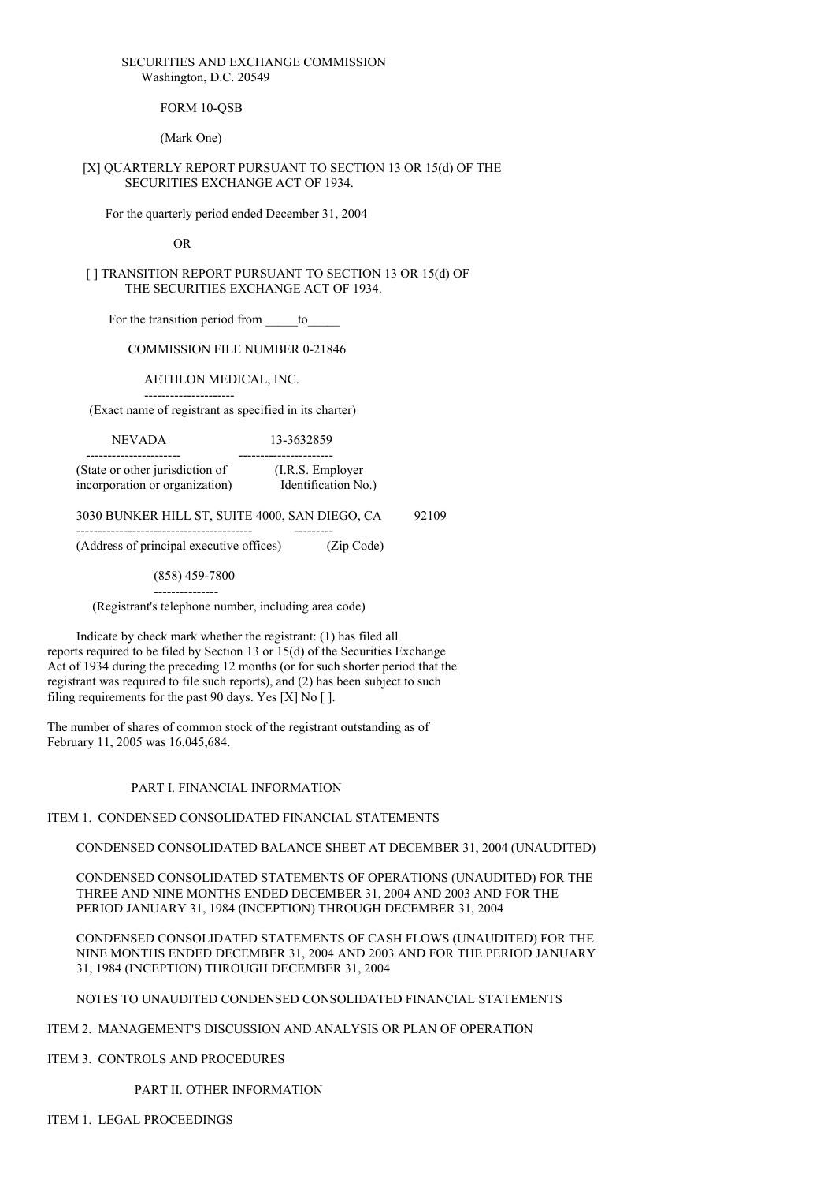SECURITIES AND EXCHANGE COMMISSION
Washington, D.C. 20549

FORM 10-QSB

(Mark One)

[X] QUARTERLY REPORT PURSUANT TO SECTION 13 OR 15(d) OF THE SECURITIES EXCHANGE ACT OF 1934.

For the quarterly period ended December 31, 2004

OR

[ ] TRANSITION REPORT PURSUANT TO SECTION 13 OR 15(d) OF THE SECURITIES EXCHANGE ACT OF 1934.

For the transition period from _____to_____

COMMISSION FILE NUMBER 0-21846

AETHLON MEDICAL, INC.

(Exact name of registrant as specified in its charter)

| NEVADA | 13-3632859 |
|---|---|
| (State or other jurisdiction of incorporation or organization) | (I.R.S. Employer Identification No.) |

| 3030 BUNKER HILL ST, SUITE 4000, SAN DIEGO, CA | 92109 |
|---|---|
| (Address of principal executive offices) | (Zip Code) |

(858) 459-7800

(Registrant's telephone number, including area code)

Indicate by check mark whether the registrant: (1) has filed all reports required to be filed by Section 13 or 15(d) of the Securities Exchange Act of 1934 during the preceding 12 months (or for such shorter period that the registrant was required to file such reports), and (2) has been subject to such filing requirements for the past 90 days. Yes [X] No [ ].

The number of shares of common stock of the registrant outstanding as of February 11, 2005 was 16,045,684.

PART I. FINANCIAL INFORMATION

ITEM 1. CONDENSED CONSOLIDATED FINANCIAL STATEMENTS

CONDENSED CONSOLIDATED BALANCE SHEET AT DECEMBER 31, 2004 (UNAUDITED)

CONDENSED CONSOLIDATED STATEMENTS OF OPERATIONS (UNAUDITED) FOR THE THREE AND NINE MONTHS ENDED DECEMBER 31, 2004 AND 2003 AND FOR THE PERIOD JANUARY 31, 1984 (INCEPTION) THROUGH DECEMBER 31, 2004

CONDENSED CONSOLIDATED STATEMENTS OF CASH FLOWS (UNAUDITED) FOR THE NINE MONTHS ENDED DECEMBER 31, 2004 AND 2003 AND FOR THE PERIOD JANUARY 31, 1984 (INCEPTION) THROUGH DECEMBER 31, 2004

NOTES TO UNAUDITED CONDENSED CONSOLIDATED FINANCIAL STATEMENTS

ITEM 2. MANAGEMENT'S DISCUSSION AND ANALYSIS OR PLAN OF OPERATION

ITEM 3. CONTROLS AND PROCEDURES

PART II. OTHER INFORMATION

ITEM 1. LEGAL PROCEEDINGS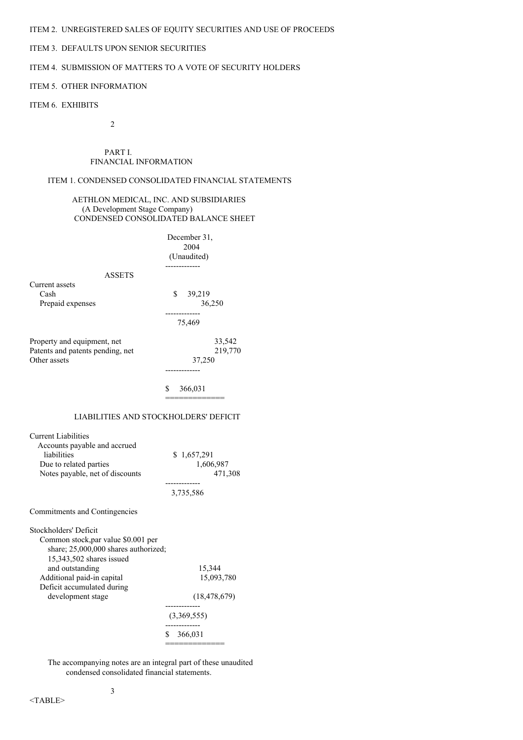ITEM 2. UNREGISTERED SALES OF EQUITY SECURITIES AND USE OF PROCEEDS

ITEM 3. DEFAULTS UPON SENIOR SECURITIES

ITEM 4. SUBMISSION OF MATTERS TO A VOTE OF SECURITY HOLDERS

ITEM 5. OTHER INFORMATION

ITEM 6. EXHIBITS

# PART I.
# FINANCIAL INFORMATION

## ITEM 1. CONDENSED CONSOLIDATED FINANCIAL STATEMENTS

### AETHLON MEDICAL, INC. AND SUBSIDIARIES
(A Development Stage Company)
CONDENSED CONSOLIDATED BALANCE SHEET

| | December 31, 2004 (Unaudited) |
|---|---|
| **ASSETS** | |
| Current assets | |
| Cash | $ 39,219 |
| Prepaid expenses | 36,250 |
| | 75,469 |
| Property and equipment, net | 33,542 |
| Patents and patents pending, net | 219,770 |
| Other assets | 37,250 |
| | $ 366,031 |
| **LIABILITIES AND STOCKHOLDERS' DEFICIT** | |
| Current Liabilities | |
| Accounts payable and accrued liabilities | $ 1,657,291 |
| Due to related parties | 1,606,987 |
| Notes payable, net of discounts | 471,308 |
| | 3,735,586 |
| Commitments and Contingencies | |
| Stockholders' Deficit | |
| Common stock,par value $0.001 per share; 25,000,000 shares authorized; 15,343,502 shares issued and outstanding | 15,344 |
| Additional paid-in capital | 15,093,780 |
| Deficit accumulated during development stage | (18,478,679) |
| | (3,369,555) |
| | $ 366,031 |

The accompanying notes are an integral part of these unaudited condensed consolidated financial statements.

<TABLE>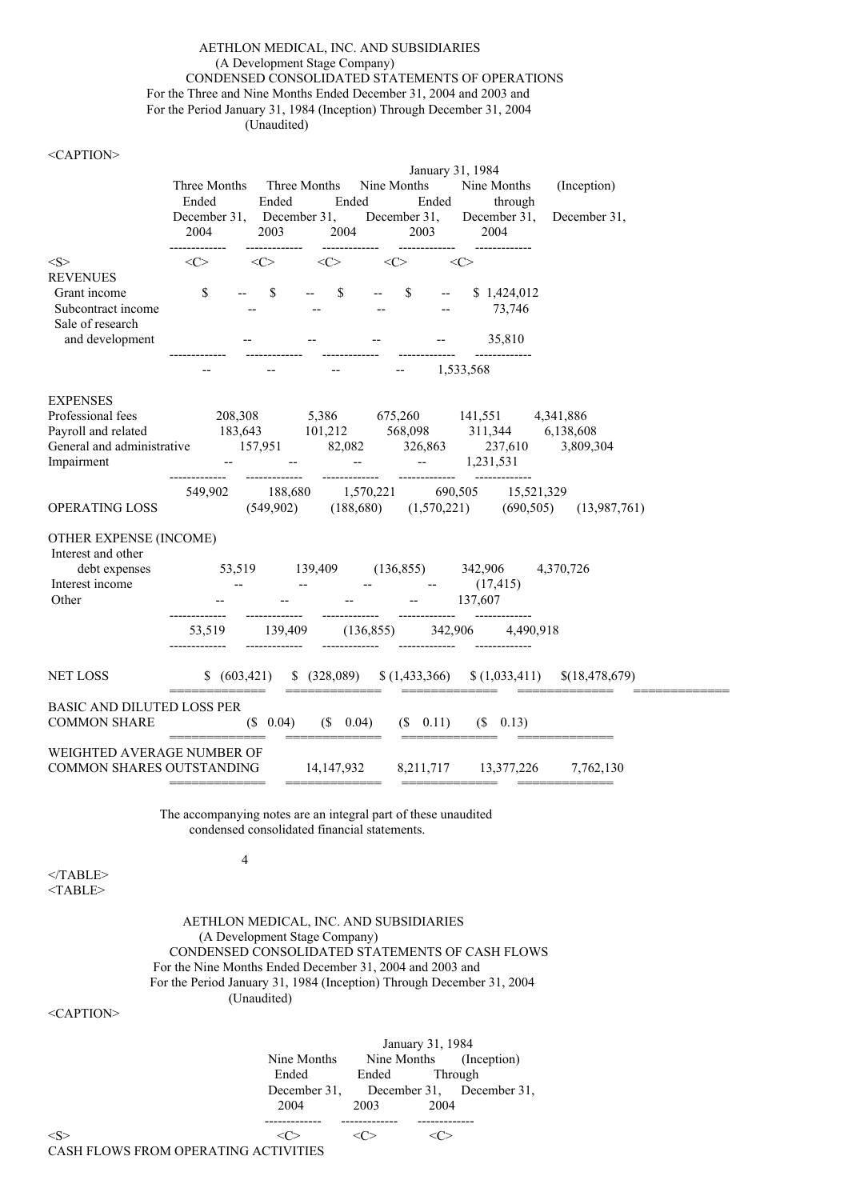AETHLON MEDICAL, INC. AND SUBSIDIARIES
(A Development Stage Company)
CONDENSED CONSOLIDATED STATEMENTS OF OPERATIONS
For the Three and Nine Months Ended December 31, 2004 and 2003 and
For the Period January 31, 1984 (Inception) Through December 31, 2004
(Unaudited)

| | Three Months Ended December 31, 2004 | Three Months Ended December 31, 2003 | Nine Months Ended December 31, 2004 | Nine Months Ended December 31, 2003 | January 31, 1984 (Inception) through December 31, 2004 |
|---|---|---|---|---|---|
| **REVENUES** | | | | | |
| Grant income | $ -- | $ -- | $ -- | $ -- | $ 1,424,012 |
| Subcontract income | -- | -- | -- | -- | 73,746 |
| Sale of research and development | -- | -- | -- | -- | 35,810 |
| | -- | -- | -- | -- | 1,533,568 |
| **EXPENSES** | | | | | |
| Professional fees | 208,308 | 5,386 | 675,260 | 141,551 | 4,341,886 |
| Payroll and related | 183,643 | 101,212 | 568,098 | 311,344 | 6,138,608 |
| General and administrative | 157,951 | 82,082 | 326,863 | 237,610 | 3,809,304 |
| Impairment | -- | -- | -- | -- | 1,231,531 |
| | 549,902 | 188,680 | 1,570,221 | 690,505 | 15,521,329 |
| OPERATING LOSS | (549,902) | (188,680) | (1,570,221) | (690,505) | (13,987,761) |
| **OTHER EXPENSE (INCOME)** | | | | | |
| Interest and other debt expenses | 53,519 | 139,409 | (136,855) | 342,906 | 4,370,726 |
| Interest income | -- | -- | -- | -- | (17,415) |
| Other | -- | -- | -- | -- | 137,607 |
| | 53,519 | 139,409 | (136,855) | 342,906 | 4,490,918 |
| NET LOSS | $ (603,421) | $ (328,089) | $ (1,433,366) | $ (1,033,411) | $(18,478,679) |
| BASIC AND DILUTED LOSS PER COMMON SHARE | ($ 0.04) | ($ 0.04) | ($ 0.11) | ($ 0.13) | |
| WEIGHTED AVERAGE NUMBER OF COMMON SHARES OUTSTANDING | 14,147,932 | 8,211,717 | 13,377,226 | 7,762,130 | |

The accompanying notes are an integral part of these unaudited condensed consolidated financial statements.

AETHLON MEDICAL, INC. AND SUBSIDIARIES
(A Development Stage Company)
CONDENSED CONSOLIDATED STATEMENTS OF CASH FLOWS
For the Nine Months Ended December 31, 2004 and 2003 and
For the Period January 31, 1984 (Inception) Through December 31, 2004
(Unaudited)

| | Nine Months Ended December 31, 2004 | Nine Months Ended December 31, 2003 | January 31, 1984 (Inception) Through December 31, 2004 |
|---|---|---|---|
| CASH FLOWS FROM OPERATING ACTIVITIES | | | |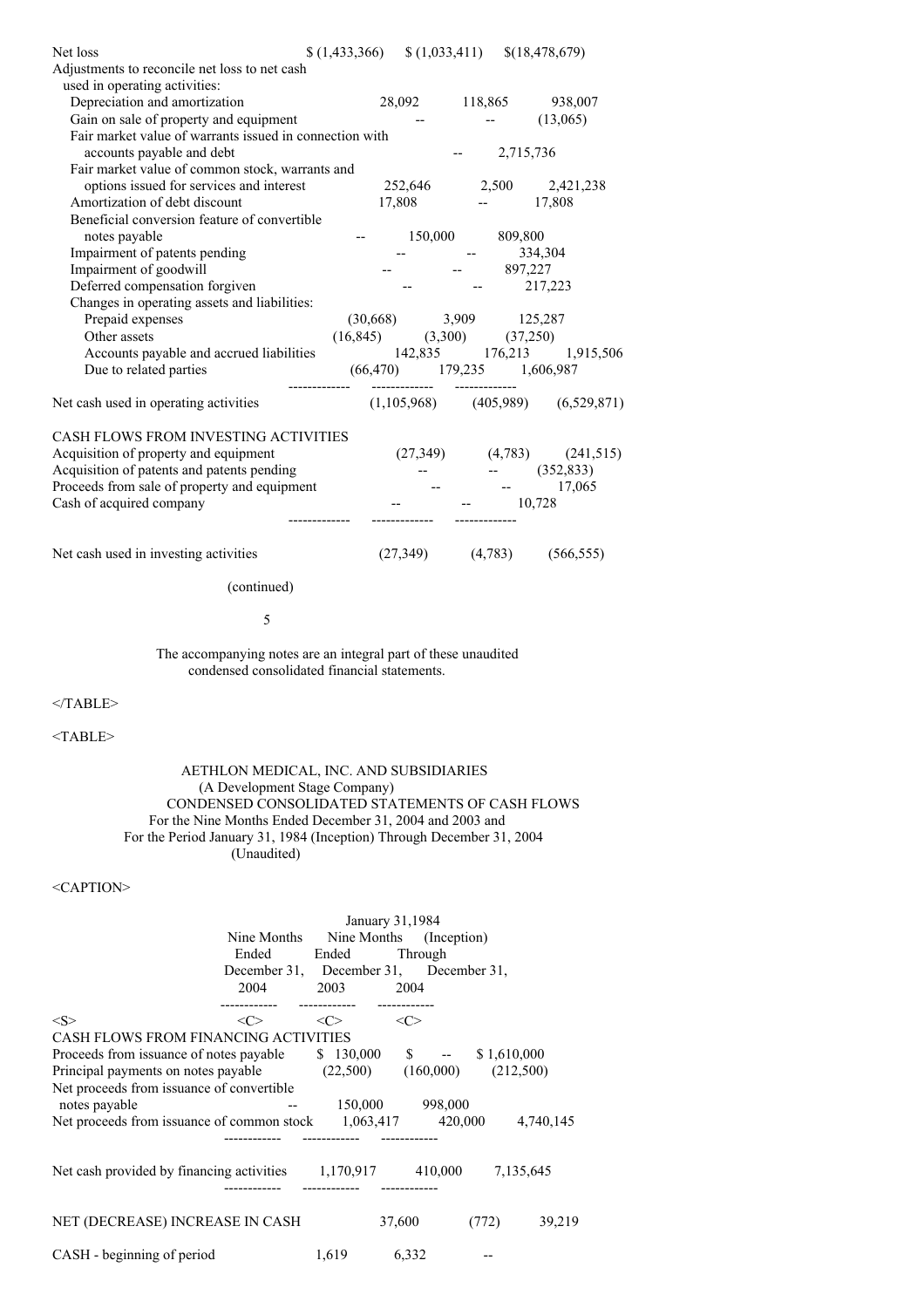| | Nine Months Ended December 31, 2004 | Nine Months Ended December 31, 2003 | January 31, 1984 (Inception) Through December 31, 2004 |
|---|---|---|---|
| Net loss | $ (1,433,366) | $ (1,033,411) | $(18,478,679) |
| Adjustments to reconcile net loss to net cash used in operating activities: | | | |
| Depreciation and amortization | 28,092 | 118,865 | 938,007 |
| Gain on sale of property and equipment | -- | -- | (13,065) |
| Fair market value of warrants issued in connection with accounts payable and debt | -- | -- | 2,715,736 |
| Fair market value of common stock, warrants and options issued for services and interest | 252,646 | 2,500 | 2,421,238 |
| Amortization of debt discount | 17,808 | -- | 17,808 |
| Beneficial conversion feature of convertible notes payable | -- | 150,000 | 809,800 |
| Impairment of patents pending | -- | -- | 334,304 |
| Impairment of goodwill | -- | -- | 897,227 |
| Deferred compensation forgiven | -- | -- | 217,223 |
| Changes in operating assets and liabilities: | | | |
| Prepaid expenses | (30,668) | 3,909 | 125,287 |
| Other assets | (16,845) | (3,300) | (37,250) |
| Accounts payable and accrued liabilities | 142,835 | 176,213 | 1,915,506 |
| Due to related parties | (66,470) | 179,235 | 1,606,987 |
| Net cash used in operating activities | (1,105,968) | (405,989) | (6,529,871) |
| CASH FLOWS FROM INVESTING ACTIVITIES | | | |
| Acquisition of property and equipment | (27,349) | (4,783) | (241,515) |
| Acquisition of patents and patents pending | -- | -- | (352,833) |
| Proceeds from sale of property and equipment | -- | -- | 17,065 |
| Cash of acquired company | -- | -- | 10,728 |
| Net cash used in investing activities | (27,349) | (4,783) | (566,555) |

(continued)

The accompanying notes are an integral part of these unaudited condensed consolidated financial statements.

AETHLON MEDICAL, INC. AND SUBSIDIARIES
(A Development Stage Company)
CONDENSED CONSOLIDATED STATEMENTS OF CASH FLOWS
For the Nine Months Ended December 31, 2004 and 2003 and
For the Period January 31, 1984 (Inception) Through December 31, 2004
(Unaudited)

| | Nine Months Ended December 31, 2004 | Nine Months Ended December 31, 2003 | January 31,1984 (Inception) Through December 31, 2004 |
|---|---|---|---|
| CASH FLOWS FROM FINANCING ACTIVITIES | | | |
| Proceeds from issuance of notes payable | $ 130,000 | $ -- | $ 1,610,000 |
| Principal payments on notes payable | (22,500) | (160,000) | (212,500) |
| Net proceeds from issuance of convertible notes payable | -- | 150,000 | 998,000 |
| Net proceeds from issuance of common stock | 1,063,417 | 420,000 | 4,740,145 |
| Net cash provided by financing activities | 1,170,917 | 410,000 | 7,135,645 |
| NET (DECREASE) INCREASE IN CASH | 37,600 | (772) | 39,219 |
| CASH - beginning of period | 1,619 | 6,332 | -- |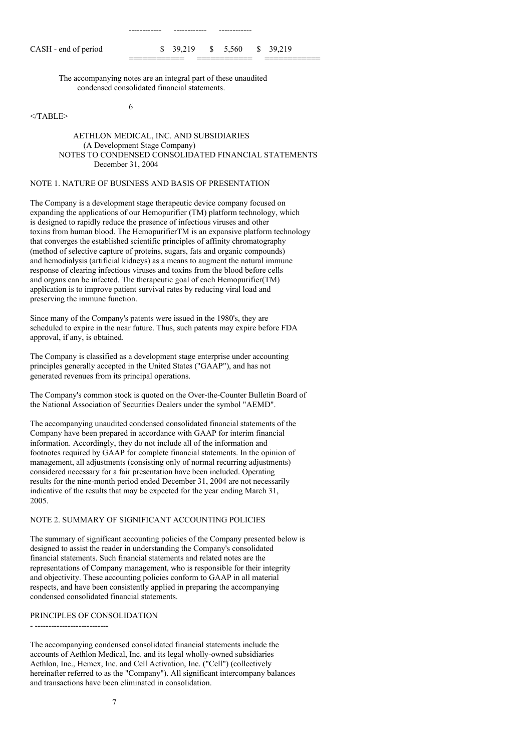| | | | |
|---|---|---|---|
| CASH - end of period | $ 39,219 | $ 5,560 | $ 39,219 |

The accompanying notes are an integral part of these unaudited condensed consolidated financial statements.

AETHLON MEDICAL, INC. AND SUBSIDIARIES
(A Development Stage Company)
NOTES TO CONDENSED CONSOLIDATED FINANCIAL STATEMENTS
December 31, 2004

NOTE 1. NATURE OF BUSINESS AND BASIS OF PRESENTATION

The Company is a development stage therapeutic device company focused on expanding the applications of our Hemopurifier (TM) platform technology, which is designed to rapidly reduce the presence of infectious viruses and other toxins from human blood. The HemopurifierTM is an expansive platform technology that converges the established scientific principles of affinity chromatography (method of selective capture of proteins, sugars, fats and organic compounds) and hemodialysis (artificial kidneys) as a means to augment the natural immune response of clearing infectious viruses and toxins from the blood before cells and organs can be infected. The therapeutic goal of each Hemopurifier(TM) application is to improve patient survival rates by reducing viral load and preserving the immune function.

Since many of the Company's patents were issued in the 1980's, they are scheduled to expire in the near future. Thus, such patents may expire before FDA approval, if any, is obtained.

The Company is classified as a development stage enterprise under accounting principles generally accepted in the United States ("GAAP"), and has not generated revenues from its principal operations.

The Company's common stock is quoted on the Over-the-Counter Bulletin Board of the National Association of Securities Dealers under the symbol "AEMD".

The accompanying unaudited condensed consolidated financial statements of the Company have been prepared in accordance with GAAP for interim financial information. Accordingly, they do not include all of the information and footnotes required by GAAP for complete financial statements. In the opinion of management, all adjustments (consisting only of normal recurring adjustments) considered necessary for a fair presentation have been included. Operating results for the nine-month period ended December 31, 2004 are not necessarily indicative of the results that may be expected for the year ending March 31, 2005.

NOTE 2. SUMMARY OF SIGNIFICANT ACCOUNTING POLICIES

The summary of significant accounting policies of the Company presented below is designed to assist the reader in understanding the Company's consolidated financial statements. Such financial statements and related notes are the representations of Company management, who is responsible for their integrity and objectivity. These accounting policies conform to GAAP in all material respects, and have been consistently applied in preparing the accompanying condensed consolidated financial statements.

PRINCIPLES OF CONSOLIDATION

The accompanying condensed consolidated financial statements include the accounts of Aethlon Medical, Inc. and its legal wholly-owned subsidiaries Aethlon, Inc., Hemex, Inc. and Cell Activation, Inc. ("Cell") (collectively hereinafter referred to as the "Company"). All significant intercompany balances and transactions have been eliminated in consolidation.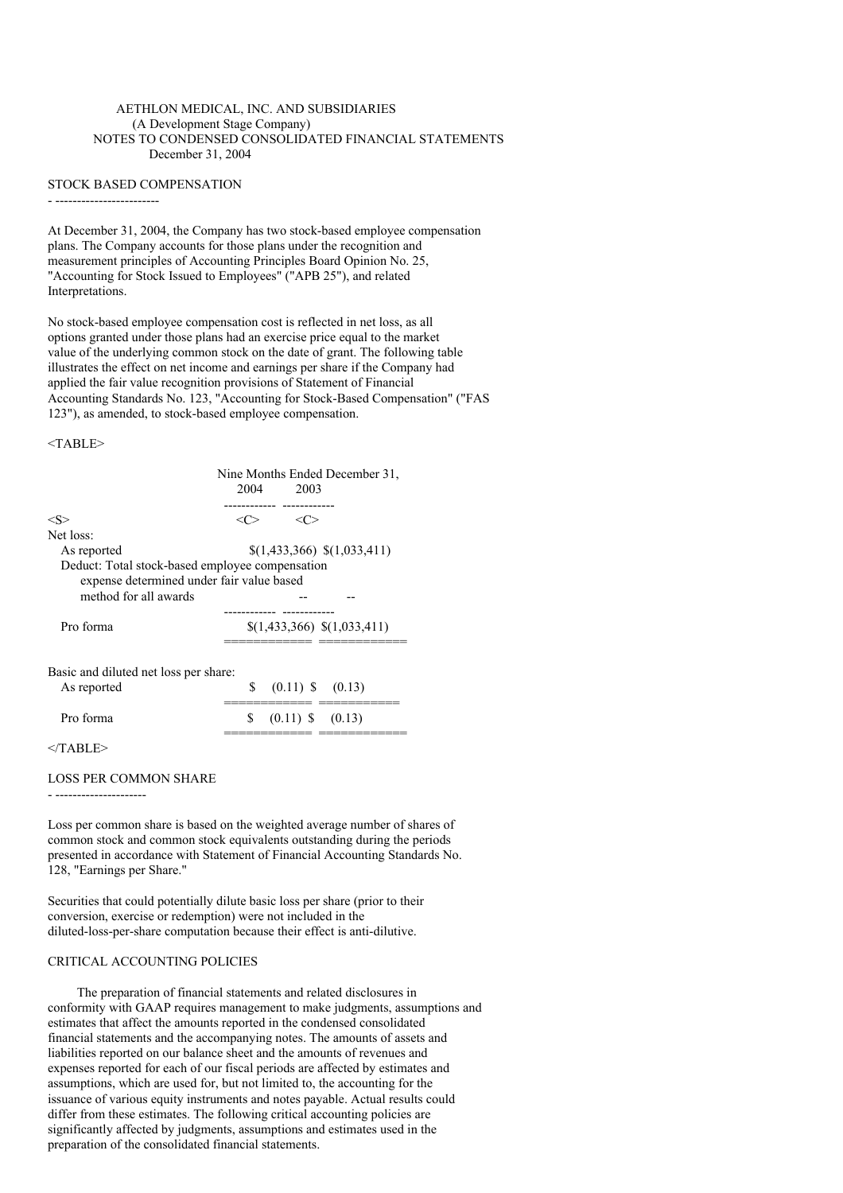AETHLON MEDICAL, INC. AND SUBSIDIARIES
(A Development Stage Company)
NOTES TO CONDENSED CONSOLIDATED FINANCIAL STATEMENTS
December 31, 2004

## STOCK BASED COMPENSATION

At December 31, 2004, the Company has two stock-based employee compensation plans. The Company accounts for those plans under the recognition and measurement principles of Accounting Principles Board Opinion No. 25, "Accounting for Stock Issued to Employees" ("APB 25"), and related Interpretations.

No stock-based employee compensation cost is reflected in net loss, as all options granted under those plans had an exercise price equal to the market value of the underlying common stock on the date of grant. The following table illustrates the effect on net income and earnings per share if the Company had applied the fair value recognition provisions of Statement of Financial Accounting Standards No. 123, "Accounting for Stock-Based Compensation" ("FAS 123"), as amended, to stock-based employee compensation.

| | Nine Months Ended December 31, | |
|---|---|---|
| | 2004 | 2003 |
| Net loss: | | |
| As reported | $(1,433,366) | $(1,033,411) |
| Deduct: Total stock-based employee compensation expense determined under fair value based method for all awards | -- | -- |
| Pro forma | $(1,433,366) | $(1,033,411) |
| Basic and diluted net loss per share: | | |
| As reported | $ (0.11) | $ (0.13) |
| Pro forma | $ (0.11) | $ (0.13) |

## LOSS PER COMMON SHARE

Loss per common share is based on the weighted average number of shares of common stock and common stock equivalents outstanding during the periods presented in accordance with Statement of Financial Accounting Standards No. 128, "Earnings per Share."

Securities that could potentially dilute basic loss per share (prior to their conversion, exercise or redemption) were not included in the diluted-loss-per-share computation because their effect is anti-dilutive.

## CRITICAL ACCOUNTING POLICIES

The preparation of financial statements and related disclosures in conformity with GAAP requires management to make judgments, assumptions and estimates that affect the amounts reported in the condensed consolidated financial statements and the accompanying notes. The amounts of assets and liabilities reported on our balance sheet and the amounts of revenues and expenses reported for each of our fiscal periods are affected by estimates and assumptions, which are used for, but not limited to, the accounting for the issuance of various equity instruments and notes payable. Actual results could differ from these estimates. The following critical accounting policies are significantly affected by judgments, assumptions and estimates used in the preparation of the consolidated financial statements.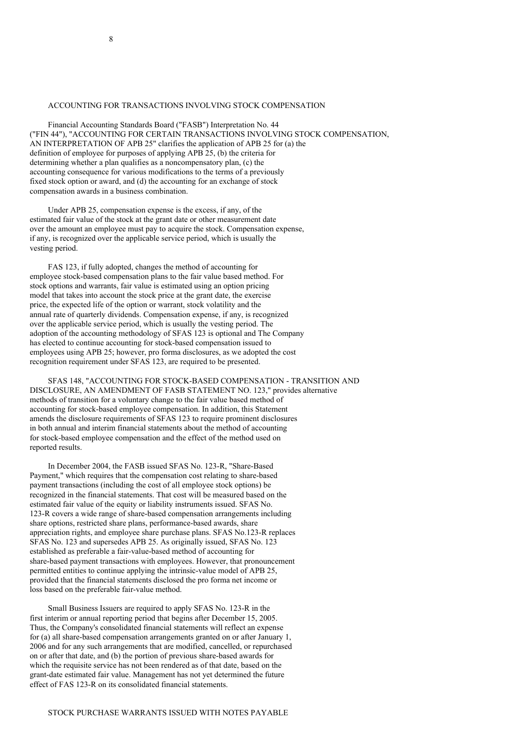## ACCOUNTING FOR TRANSACTIONS INVOLVING STOCK COMPENSATION

Financial Accounting Standards Board ("FASB") Interpretation No. 44 ("FIN 44"), "ACCOUNTING FOR CERTAIN TRANSACTIONS INVOLVING STOCK COMPENSATION, AN INTERPRETATION OF APB 25" clarifies the application of APB 25 for (a) the definition of employee for purposes of applying APB 25, (b) the criteria for determining whether a plan qualifies as a noncompensatory plan, (c) the accounting consequence for various modifications to the terms of a previously fixed stock option or award, and (d) the accounting for an exchange of stock compensation awards in a business combination.

Under APB 25, compensation expense is the excess, if any, of the estimated fair value of the stock at the grant date or other measurement date over the amount an employee must pay to acquire the stock. Compensation expense, if any, is recognized over the applicable service period, which is usually the vesting period.

FAS 123, if fully adopted, changes the method of accounting for employee stock-based compensation plans to the fair value based method. For stock options and warrants, fair value is estimated using an option pricing model that takes into account the stock price at the grant date, the exercise price, the expected life of the option or warrant, stock volatility and the annual rate of quarterly dividends. Compensation expense, if any, is recognized over the applicable service period, which is usually the vesting period. The adoption of the accounting methodology of SFAS 123 is optional and The Company has elected to continue accounting for stock-based compensation issued to employees using APB 25; however, pro forma disclosures, as we adopted the cost recognition requirement under SFAS 123, are required to be presented.

SFAS 148, "ACCOUNTING FOR STOCK-BASED COMPENSATION - TRANSITION AND DISCLOSURE, AN AMENDMENT OF FASB STATEMENT NO. 123," provides alternative methods of transition for a voluntary change to the fair value based method of accounting for stock-based employee compensation. In addition, this Statement amends the disclosure requirements of SFAS 123 to require prominent disclosures in both annual and interim financial statements about the method of accounting for stock-based employee compensation and the effect of the method used on reported results.

In December 2004, the FASB issued SFAS No. 123-R, "Share-Based Payment," which requires that the compensation cost relating to share-based payment transactions (including the cost of all employee stock options) be recognized in the financial statements. That cost will be measured based on the estimated fair value of the equity or liability instruments issued. SFAS No. 123-R covers a wide range of share-based compensation arrangements including share options, restricted share plans, performance-based awards, share appreciation rights, and employee share purchase plans. SFAS No.123-R replaces SFAS No. 123 and supersedes APB 25. As originally issued, SFAS No. 123 established as preferable a fair-value-based method of accounting for share-based payment transactions with employees. However, that pronouncement permitted entities to continue applying the intrinsic-value model of APB 25, provided that the financial statements disclosed the pro forma net income or loss based on the preferable fair-value method.

Small Business Issuers are required to apply SFAS No. 123-R in the first interim or annual reporting period that begins after December 15, 2005. Thus, the Company's consolidated financial statements will reflect an expense for (a) all share-based compensation arrangements granted on or after January 1, 2006 and for any such arrangements that are modified, cancelled, or repurchased on or after that date, and (b) the portion of previous share-based awards for which the requisite service has not been rendered as of that date, based on the grant-date estimated fair value. Management has not yet determined the future effect of FAS 123-R on its consolidated financial statements.

## STOCK PURCHASE WARRANTS ISSUED WITH NOTES PAYABLE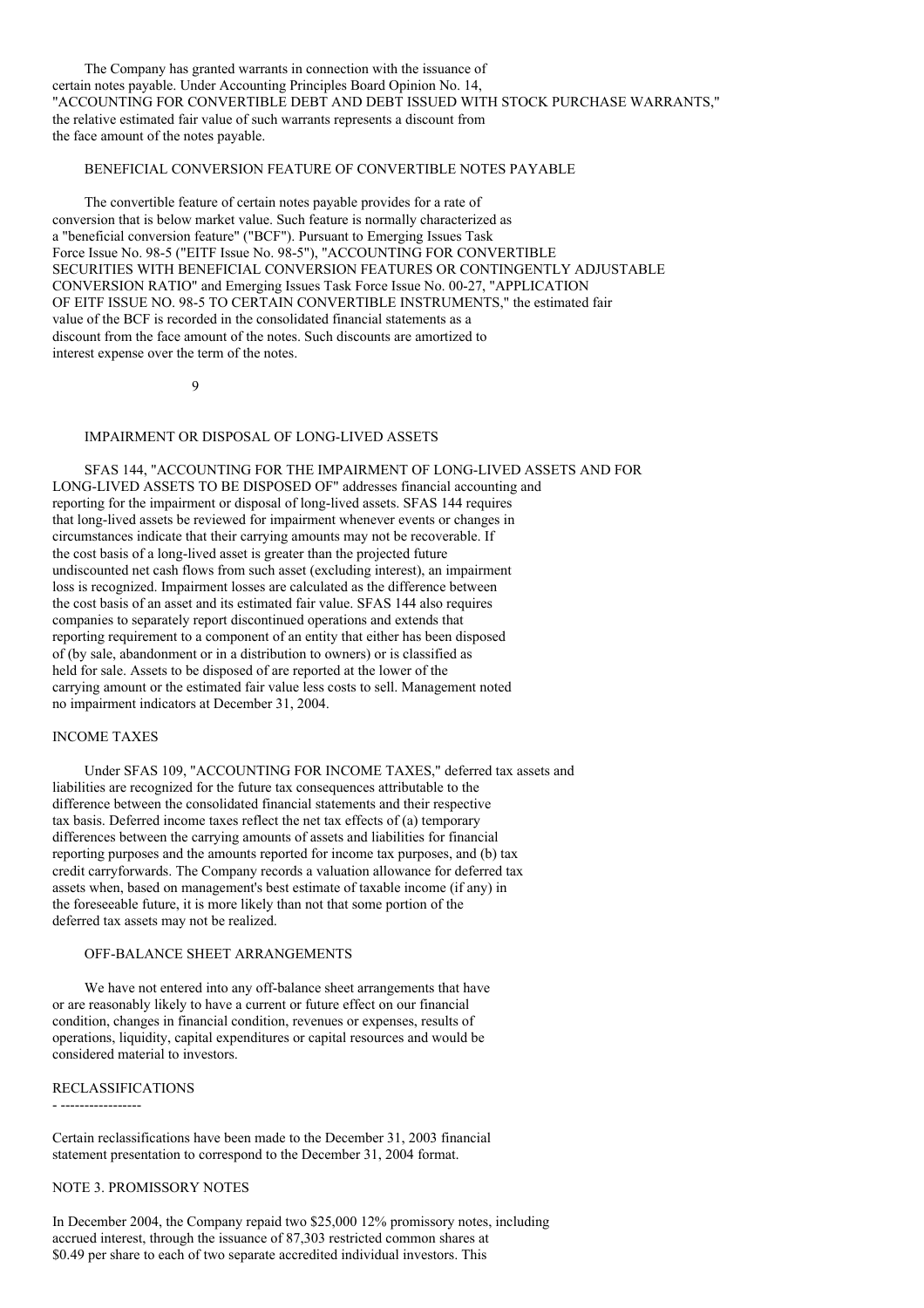The Company has granted warrants in connection with the issuance of certain notes payable. Under Accounting Principles Board Opinion No. 14, "ACCOUNTING FOR CONVERTIBLE DEBT AND DEBT ISSUED WITH STOCK PURCHASE WARRANTS," the relative estimated fair value of such warrants represents a discount from the face amount of the notes payable.

### BENEFICIAL CONVERSION FEATURE OF CONVERTIBLE NOTES PAYABLE

The convertible feature of certain notes payable provides for a rate of conversion that is below market value. Such feature is normally characterized as a "beneficial conversion feature" ("BCF"). Pursuant to Emerging Issues Task Force Issue No. 98-5 ("EITF Issue No. 98-5"), "ACCOUNTING FOR CONVERTIBLE SECURITIES WITH BENEFICIAL CONVERSION FEATURES OR CONTINGENTLY ADJUSTABLE CONVERSION RATIO" and Emerging Issues Task Force Issue No. 00-27, "APPLICATION OF EITF ISSUE NO. 98-5 TO CERTAIN CONVERTIBLE INSTRUMENTS," the estimated fair value of the BCF is recorded in the consolidated financial statements as a discount from the face amount of the notes. Such discounts are amortized to interest expense over the term of the notes.

### IMPAIRMENT OR DISPOSAL OF LONG-LIVED ASSETS

SFAS 144, "ACCOUNTING FOR THE IMPAIRMENT OF LONG-LIVED ASSETS AND FOR LONG-LIVED ASSETS TO BE DISPOSED OF" addresses financial accounting and reporting for the impairment or disposal of long-lived assets. SFAS 144 requires that long-lived assets be reviewed for impairment whenever events or changes in circumstances indicate that their carrying amounts may not be recoverable. If the cost basis of a long-lived asset is greater than the projected future undiscounted net cash flows from such asset (excluding interest), an impairment loss is recognized. Impairment losses are calculated as the difference between the cost basis of an asset and its estimated fair value. SFAS 144 also requires companies to separately report discontinued operations and extends that reporting requirement to a component of an entity that either has been disposed of (by sale, abandonment or in a distribution to owners) or is classified as held for sale. Assets to be disposed of are reported at the lower of the carrying amount or the estimated fair value less costs to sell. Management noted no impairment indicators at December 31, 2004.

### INCOME TAXES

Under SFAS 109, "ACCOUNTING FOR INCOME TAXES," deferred tax assets and liabilities are recognized for the future tax consequences attributable to the difference between the consolidated financial statements and their respective tax basis. Deferred income taxes reflect the net tax effects of (a) temporary differences between the carrying amounts of assets and liabilities for financial reporting purposes and the amounts reported for income tax purposes, and (b) tax credit carryforwards. The Company records a valuation allowance for deferred tax assets when, based on management's best estimate of taxable income (if any) in the foreseeable future, it is more likely than not that some portion of the deferred tax assets may not be realized.

### OFF-BALANCE SHEET ARRANGEMENTS

We have not entered into any off-balance sheet arrangements that have or are reasonably likely to have a current or future effect on our financial condition, changes in financial condition, revenues or expenses, results of operations, liquidity, capital expenditures or capital resources and would be considered material to investors.

### RECLASSIFICATIONS

Certain reclassifications have been made to the December 31, 2003 financial statement presentation to correspond to the December 31, 2004 format.

## NOTE 3. PROMISSORY NOTES

In December 2004, the Company repaid two $25,000 12% promissory notes, including accrued interest, through the issuance of 87,303 restricted common shares at $0.49 per share to each of two separate accredited individual investors. This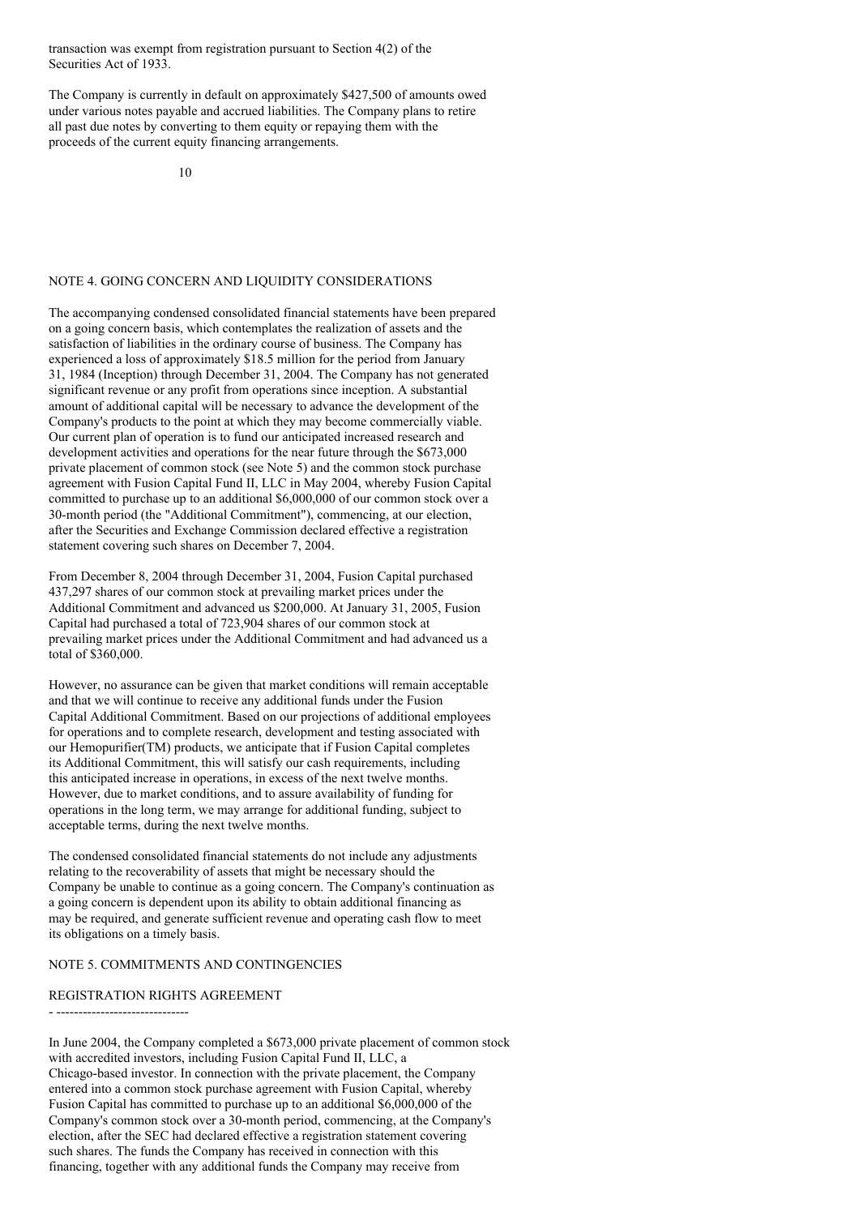transaction was exempt from registration pursuant to Section 4(2) of the Securities Act of 1933.

The Company is currently in default on approximately $427,500 of amounts owed under various notes payable and accrued liabilities. The Company plans to retire all past due notes by converting to them equity or repaying them with the proceeds of the current equity financing arrangements.

## NOTE 4. GOING CONCERN AND LIQUIDITY CONSIDERATIONS

The accompanying condensed consolidated financial statements have been prepared on a going concern basis, which contemplates the realization of assets and the satisfaction of liabilities in the ordinary course of business. The Company has experienced a loss of approximately $18.5 million for the period from January 31, 1984 (Inception) through December 31, 2004. The Company has not generated significant revenue or any profit from operations since inception. A substantial amount of additional capital will be necessary to advance the development of the Company's products to the point at which they may become commercially viable. Our current plan of operation is to fund our anticipated increased research and development activities and operations for the near future through the $673,000 private placement of common stock (see Note 5) and the common stock purchase agreement with Fusion Capital Fund II, LLC in May 2004, whereby Fusion Capital committed to purchase up to an additional $6,000,000 of our common stock over a 30-month period (the "Additional Commitment"), commencing, at our election, after the Securities and Exchange Commission declared effective a registration statement covering such shares on December 7, 2004.

From December 8, 2004 through December 31, 2004, Fusion Capital purchased 437,297 shares of our common stock at prevailing market prices under the Additional Commitment and advanced us $200,000. At January 31, 2005, Fusion Capital had purchased a total of 723,904 shares of our common stock at prevailing market prices under the Additional Commitment and had advanced us a total of $360,000.

However, no assurance can be given that market conditions will remain acceptable and that we will continue to receive any additional funds under the Fusion Capital Additional Commitment. Based on our projections of additional employees for operations and to complete research, development and testing associated with our Hemopurifier(TM) products, we anticipate that if Fusion Capital completes its Additional Commitment, this will satisfy our cash requirements, including this anticipated increase in operations, in excess of the next twelve months. However, due to market conditions, and to assure availability of funding for operations in the long term, we may arrange for additional funding, subject to acceptable terms, during the next twelve months.

The condensed consolidated financial statements do not include any adjustments relating to the recoverability of assets that might be necessary should the Company be unable to continue as a going concern. The Company's continuation as a going concern is dependent upon its ability to obtain additional financing as may be required, and generate sufficient revenue and operating cash flow to meet its obligations on a timely basis.

## NOTE 5. COMMITMENTS AND CONTINGENCIES

### REGISTRATION RIGHTS AGREEMENT

In June 2004, the Company completed a $673,000 private placement of common stock with accredited investors, including Fusion Capital Fund II, LLC, a Chicago-based investor. In connection with the private placement, the Company entered into a common stock purchase agreement with Fusion Capital, whereby Fusion Capital has committed to purchase up to an additional $6,000,000 of the Company's common stock over a 30-month period, commencing, at the Company's election, after the SEC had declared effective a registration statement covering such shares. The funds the Company has received in connection with this financing, together with any additional funds the Company may receive from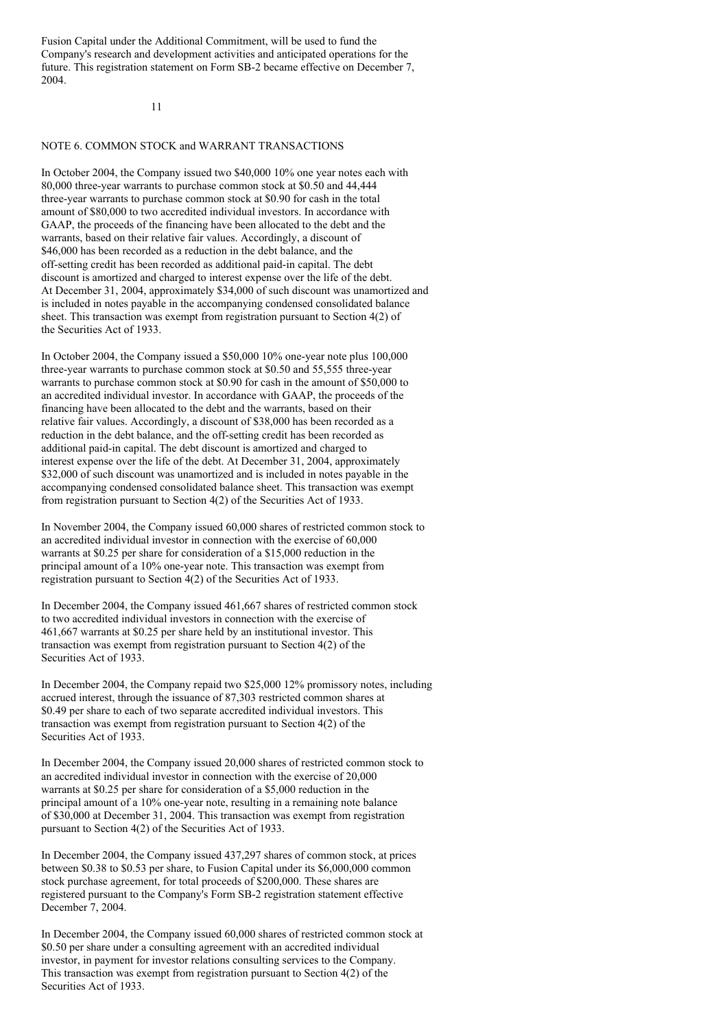Fusion Capital under the Additional Commitment, will be used to fund the Company's research and development activities and anticipated operations for the future. This registration statement on Form SB-2 became effective on December 7, 2004.

## NOTE 6. COMMON STOCK and WARRANT TRANSACTIONS

In October 2004, the Company issued two $40,000 10% one year notes each with 80,000 three-year warrants to purchase common stock at $0.50 and 44,444 three-year warrants to purchase common stock at $0.90 for cash in the total amount of $80,000 to two accredited individual investors. In accordance with GAAP, the proceeds of the financing have been allocated to the debt and the warrants, based on their relative fair values. Accordingly, a discount of $46,000 has been recorded as a reduction in the debt balance, and the off-setting credit has been recorded as additional paid-in capital. The debt discount is amortized and charged to interest expense over the life of the debt. At December 31, 2004, approximately $34,000 of such discount was unamortized and is included in notes payable in the accompanying condensed consolidated balance sheet. This transaction was exempt from registration pursuant to Section 4(2) of the Securities Act of 1933.

In October 2004, the Company issued a $50,000 10% one-year note plus 100,000 three-year warrants to purchase common stock at $0.50 and 55,555 three-year warrants to purchase common stock at $0.90 for cash in the amount of $50,000 to an accredited individual investor. In accordance with GAAP, the proceeds of the financing have been allocated to the debt and the warrants, based on their relative fair values. Accordingly, a discount of $38,000 has been recorded as a reduction in the debt balance, and the off-setting credit has been recorded as additional paid-in capital. The debt discount is amortized and charged to interest expense over the life of the debt. At December 31, 2004, approximately $32,000 of such discount was unamortized and is included in notes payable in the accompanying condensed consolidated balance sheet. This transaction was exempt from registration pursuant to Section 4(2) of the Securities Act of 1933.

In November 2004, the Company issued 60,000 shares of restricted common stock to an accredited individual investor in connection with the exercise of 60,000 warrants at $0.25 per share for consideration of a $15,000 reduction in the principal amount of a 10% one-year note. This transaction was exempt from registration pursuant to Section 4(2) of the Securities Act of 1933.

In December 2004, the Company issued 461,667 shares of restricted common stock to two accredited individual investors in connection with the exercise of 461,667 warrants at $0.25 per share held by an institutional investor. This transaction was exempt from registration pursuant to Section 4(2) of the Securities Act of 1933.

In December 2004, the Company repaid two $25,000 12% promissory notes, including accrued interest, through the issuance of 87,303 restricted common shares at $0.49 per share to each of two separate accredited individual investors. This transaction was exempt from registration pursuant to Section 4(2) of the Securities Act of 1933.

In December 2004, the Company issued 20,000 shares of restricted common stock to an accredited individual investor in connection with the exercise of 20,000 warrants at $0.25 per share for consideration of a $5,000 reduction in the principal amount of a 10% one-year note, resulting in a remaining note balance of $30,000 at December 31, 2004. This transaction was exempt from registration pursuant to Section 4(2) of the Securities Act of 1933.

In December 2004, the Company issued 437,297 shares of common stock, at prices between $0.38 to $0.53 per share, to Fusion Capital under its $6,000,000 common stock purchase agreement, for total proceeds of $200,000. These shares are registered pursuant to the Company's Form SB-2 registration statement effective December 7, 2004.

In December 2004, the Company issued 60,000 shares of restricted common stock at $0.50 per share under a consulting agreement with an accredited individual investor, in payment for investor relations consulting services to the Company. This transaction was exempt from registration pursuant to Section 4(2) of the Securities Act of 1933.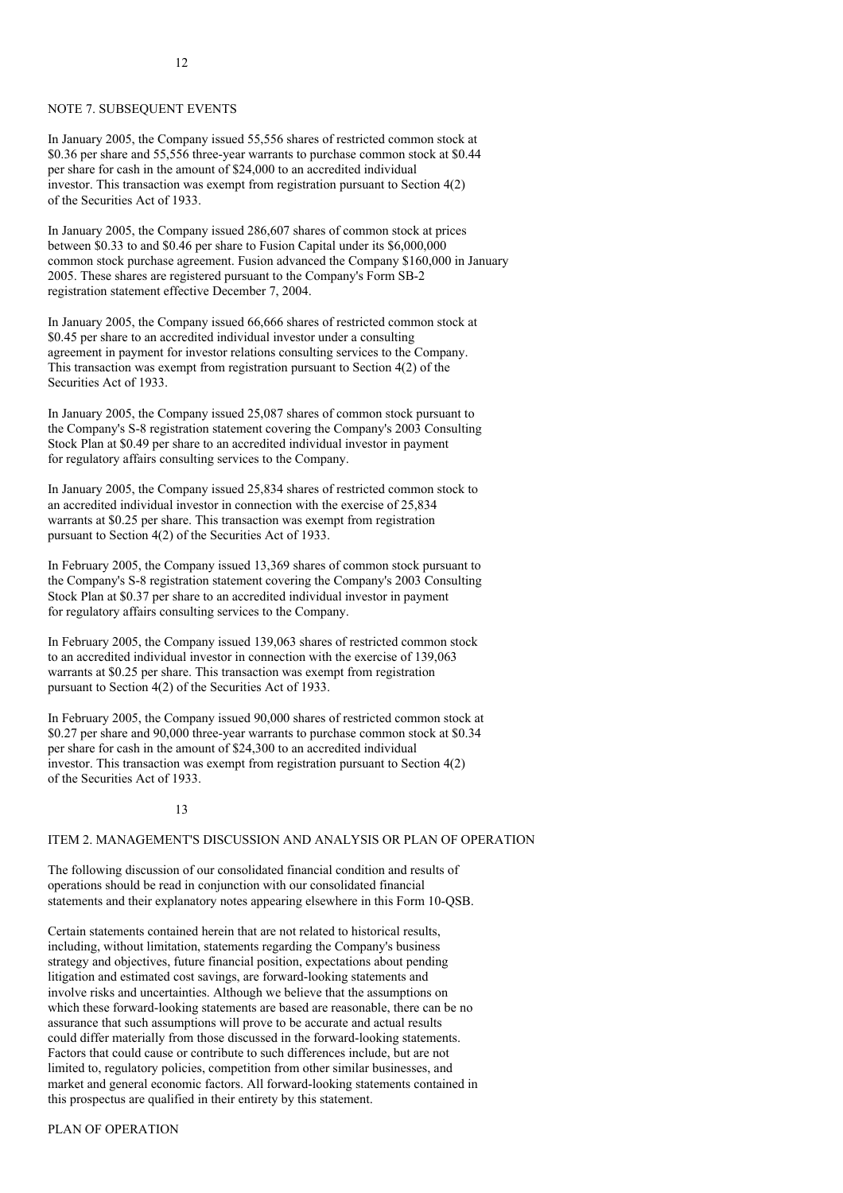## NOTE 7. SUBSEQUENT EVENTS

In January 2005, the Company issued 55,556 shares of restricted common stock at $0.36 per share and 55,556 three-year warrants to purchase common stock at $0.44 per share for cash in the amount of $24,000 to an accredited individual investor. This transaction was exempt from registration pursuant to Section 4(2) of the Securities Act of 1933.

In January 2005, the Company issued 286,607 shares of common stock at prices between $0.33 to and $0.46 per share to Fusion Capital under its $6,000,000 common stock purchase agreement. Fusion advanced the Company $160,000 in January 2005. These shares are registered pursuant to the Company's Form SB-2 registration statement effective December 7, 2004.

In January 2005, the Company issued 66,666 shares of restricted common stock at $0.45 per share to an accredited individual investor under a consulting agreement in payment for investor relations consulting services to the Company. This transaction was exempt from registration pursuant to Section 4(2) of the Securities Act of 1933.

In January 2005, the Company issued 25,087 shares of common stock pursuant to the Company's S-8 registration statement covering the Company's 2003 Consulting Stock Plan at $0.49 per share to an accredited individual investor in payment for regulatory affairs consulting services to the Company.

In January 2005, the Company issued 25,834 shares of restricted common stock to an accredited individual investor in connection with the exercise of 25,834 warrants at $0.25 per share. This transaction was exempt from registration pursuant to Section 4(2) of the Securities Act of 1933.

In February 2005, the Company issued 13,369 shares of common stock pursuant to the Company's S-8 registration statement covering the Company's 2003 Consulting Stock Plan at $0.37 per share to an accredited individual investor in payment for regulatory affairs consulting services to the Company.

In February 2005, the Company issued 139,063 shares of restricted common stock to an accredited individual investor in connection with the exercise of 139,063 warrants at $0.25 per share. This transaction was exempt from registration pursuant to Section 4(2) of the Securities Act of 1933.

In February 2005, the Company issued 90,000 shares of restricted common stock at $0.27 per share and 90,000 three-year warrants to purchase common stock at $0.34 per share for cash in the amount of $24,300 to an accredited individual investor. This transaction was exempt from registration pursuant to Section 4(2) of the Securities Act of 1933.

## ITEM 2. MANAGEMENT'S DISCUSSION AND ANALYSIS OR PLAN OF OPERATION

The following discussion of our consolidated financial condition and results of operations should be read in conjunction with our consolidated financial statements and their explanatory notes appearing elsewhere in this Form 10-QSB.

Certain statements contained herein that are not related to historical results, including, without limitation, statements regarding the Company's business strategy and objectives, future financial position, expectations about pending litigation and estimated cost savings, are forward-looking statements and involve risks and uncertainties. Although we believe that the assumptions on which these forward-looking statements are based are reasonable, there can be no assurance that such assumptions will prove to be accurate and actual results could differ materially from those discussed in the forward-looking statements. Factors that could cause or contribute to such differences include, but are not limited to, regulatory policies, competition from other similar businesses, and market and general economic factors. All forward-looking statements contained in this prospectus are qualified in their entirety by this statement.

### PLAN OF OPERATION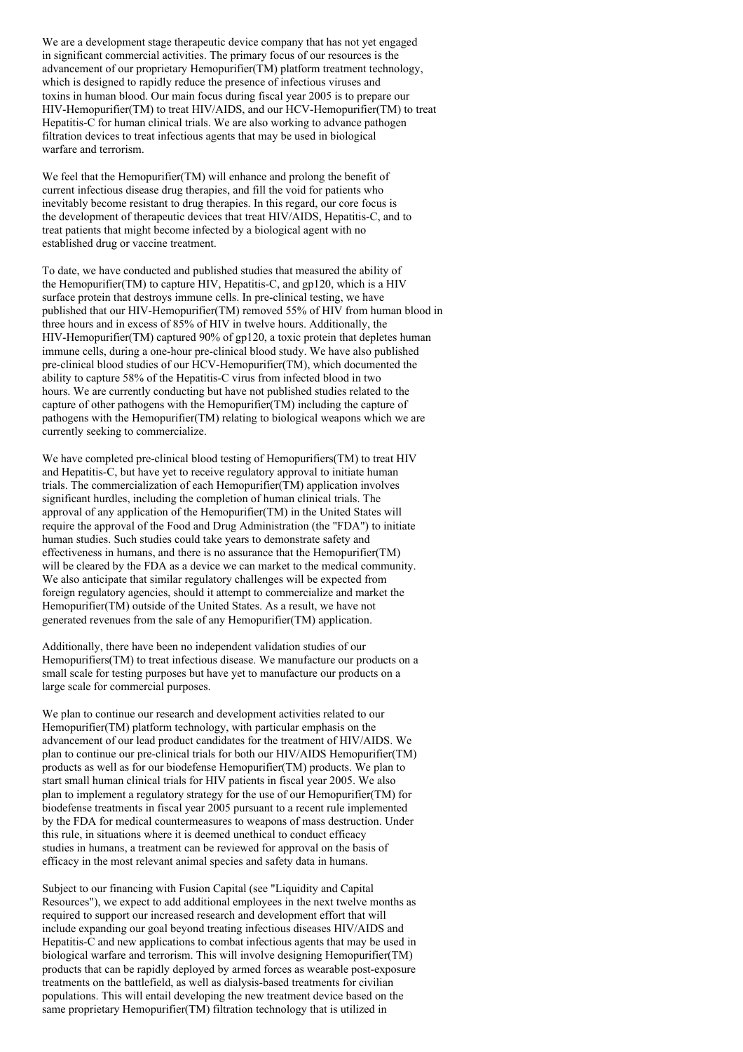We are a development stage therapeutic device company that has not yet engaged in significant commercial activities. The primary focus of our resources is the advancement of our proprietary Hemopurifier(TM) platform treatment technology, which is designed to rapidly reduce the presence of infectious viruses and toxins in human blood. Our main focus during fiscal year 2005 is to prepare our HIV-Hemopurifier(TM) to treat HIV/AIDS, and our HCV-Hemopurifier(TM) to treat Hepatitis-C for human clinical trials. We are also working to advance pathogen filtration devices to treat infectious agents that may be used in biological warfare and terrorism.

We feel that the Hemopurifier(TM) will enhance and prolong the benefit of current infectious disease drug therapies, and fill the void for patients who inevitably become resistant to drug therapies. In this regard, our core focus is the development of therapeutic devices that treat HIV/AIDS, Hepatitis-C, and to treat patients that might become infected by a biological agent with no established drug or vaccine treatment.

To date, we have conducted and published studies that measured the ability of the Hemopurifier(TM) to capture HIV, Hepatitis-C, and gp120, which is a HIV surface protein that destroys immune cells. In pre-clinical testing, we have published that our HIV-Hemopurifier(TM) removed 55% of HIV from human blood in three hours and in excess of 85% of HIV in twelve hours. Additionally, the HIV-Hemopurifier(TM) captured 90% of gp120, a toxic protein that depletes human immune cells, during a one-hour pre-clinical blood study. We have also published pre-clinical blood studies of our HCV-Hemopurifier(TM), which documented the ability to capture 58% of the Hepatitis-C virus from infected blood in two hours. We are currently conducting but have not published studies related to the capture of other pathogens with the Hemopurifier(TM) including the capture of pathogens with the Hemopurifier(TM) relating to biological weapons which we are currently seeking to commercialize.

We have completed pre-clinical blood testing of Hemopurifiers(TM) to treat HIV and Hepatitis-C, but have yet to receive regulatory approval to initiate human trials. The commercialization of each Hemopurifier(TM) application involves significant hurdles, including the completion of human clinical trials. The approval of any application of the Hemopurifier(TM) in the United States will require the approval of the Food and Drug Administration (the "FDA") to initiate human studies. Such studies could take years to demonstrate safety and effectiveness in humans, and there is no assurance that the Hemopurifier(TM) will be cleared by the FDA as a device we can market to the medical community. We also anticipate that similar regulatory challenges will be expected from foreign regulatory agencies, should it attempt to commercialize and market the Hemopurifier(TM) outside of the United States. As a result, we have not generated revenues from the sale of any Hemopurifier(TM) application.

Additionally, there have been no independent validation studies of our Hemopurifiers(TM) to treat infectious disease. We manufacture our products on a small scale for testing purposes but have yet to manufacture our products on a large scale for commercial purposes.

We plan to continue our research and development activities related to our Hemopurifier(TM) platform technology, with particular emphasis on the advancement of our lead product candidates for the treatment of HIV/AIDS. We plan to continue our pre-clinical trials for both our HIV/AIDS Hemopurifier(TM) products as well as for our biodefense Hemopurifier(TM) products. We plan to start small human clinical trials for HIV patients in fiscal year 2005. We also plan to implement a regulatory strategy for the use of our Hemopurifier(TM) for biodefense treatments in fiscal year 2005 pursuant to a recent rule implemented by the FDA for medical countermeasures to weapons of mass destruction. Under this rule, in situations where it is deemed unethical to conduct efficacy studies in humans, a treatment can be reviewed for approval on the basis of efficacy in the most relevant animal species and safety data in humans.

Subject to our financing with Fusion Capital (see "Liquidity and Capital Resources"), we expect to add additional employees in the next twelve months as required to support our increased research and development effort that will include expanding our goal beyond treating infectious diseases HIV/AIDS and Hepatitis-C and new applications to combat infectious agents that may be used in biological warfare and terrorism. This will involve designing Hemopurifier(TM) products that can be rapidly deployed by armed forces as wearable post-exposure treatments on the battlefield, as well as dialysis-based treatments for civilian populations. This will entail developing the new treatment device based on the same proprietary Hemopurifier(TM) filtration technology that is utilized in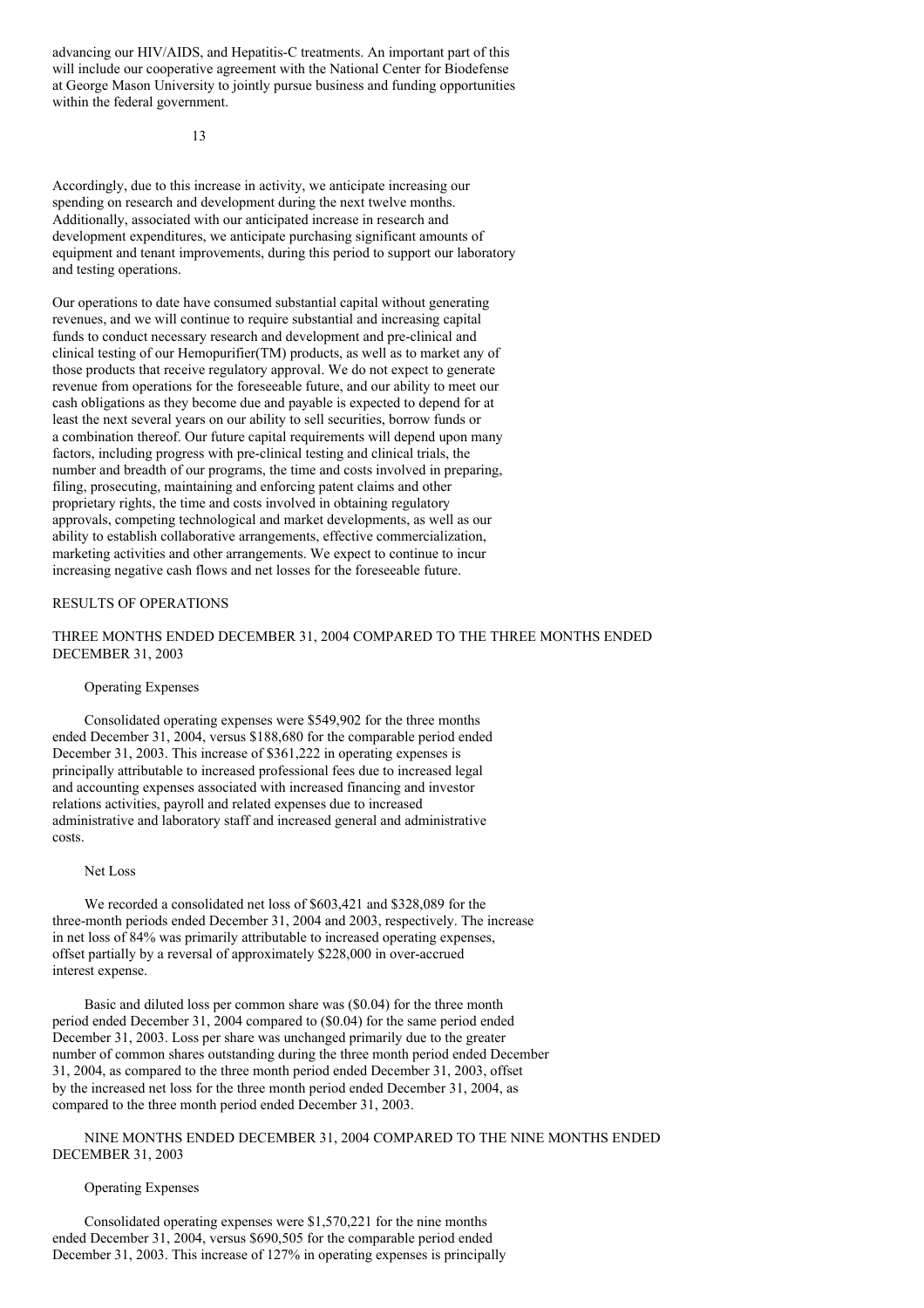advancing our HIV/AIDS, and Hepatitis-C treatments. An important part of this will include our cooperative agreement with the National Center for Biodefense at George Mason University to jointly pursue business and funding opportunities within the federal government.

Accordingly, due to this increase in activity, we anticipate increasing our spending on research and development during the next twelve months. Additionally, associated with our anticipated increase in research and development expenditures, we anticipate purchasing significant amounts of equipment and tenant improvements, during this period to support our laboratory and testing operations.

Our operations to date have consumed substantial capital without generating revenues, and we will continue to require substantial and increasing capital funds to conduct necessary research and development and pre-clinical and clinical testing of our Hemopurifier(TM) products, as well as to market any of those products that receive regulatory approval. We do not expect to generate revenue from operations for the foreseeable future, and our ability to meet our cash obligations as they become due and payable is expected to depend for at least the next several years on our ability to sell securities, borrow funds or a combination thereof. Our future capital requirements will depend upon many factors, including progress with pre-clinical testing and clinical trials, the number and breadth of our programs, the time and costs involved in preparing, filing, prosecuting, maintaining and enforcing patent claims and other proprietary rights, the time and costs involved in obtaining regulatory approvals, competing technological and market developments, as well as our ability to establish collaborative arrangements, effective commercialization, marketing activities and other arrangements. We expect to continue to incur increasing negative cash flows and net losses for the foreseeable future.

## RESULTS OF OPERATIONS

### THREE MONTHS ENDED DECEMBER 31, 2004 COMPARED TO THE THREE MONTHS ENDED DECEMBER 31, 2003

#### Operating Expenses

Consolidated operating expenses were $549,902 for the three months ended December 31, 2004, versus $188,680 for the comparable period ended December 31, 2003. This increase of $361,222 in operating expenses is principally attributable to increased professional fees due to increased legal and accounting expenses associated with increased financing and investor relations activities, payroll and related expenses due to increased administrative and laboratory staff and increased general and administrative costs.

#### Net Loss

We recorded a consolidated net loss of $603,421 and $328,089 for the three-month periods ended December 31, 2004 and 2003, respectively. The increase in net loss of 84% was primarily attributable to increased operating expenses, offset partially by a reversal of approximately $228,000 in over-accrued interest expense.

Basic and diluted loss per common share was ($0.04) for the three month period ended December 31, 2004 compared to ($0.04) for the same period ended December 31, 2003. Loss per share was unchanged primarily due to the greater number of common shares outstanding during the three month period ended December 31, 2004, as compared to the three month period ended December 31, 2003, offset by the increased net loss for the three month period ended December 31, 2004, as compared to the three month period ended December 31, 2003.

### NINE MONTHS ENDED DECEMBER 31, 2004 COMPARED TO THE NINE MONTHS ENDED DECEMBER 31, 2003

#### Operating Expenses

Consolidated operating expenses were $1,570,221 for the nine months ended December 31, 2004, versus $690,505 for the comparable period ended December 31, 2003. This increase of 127% in operating expenses is principally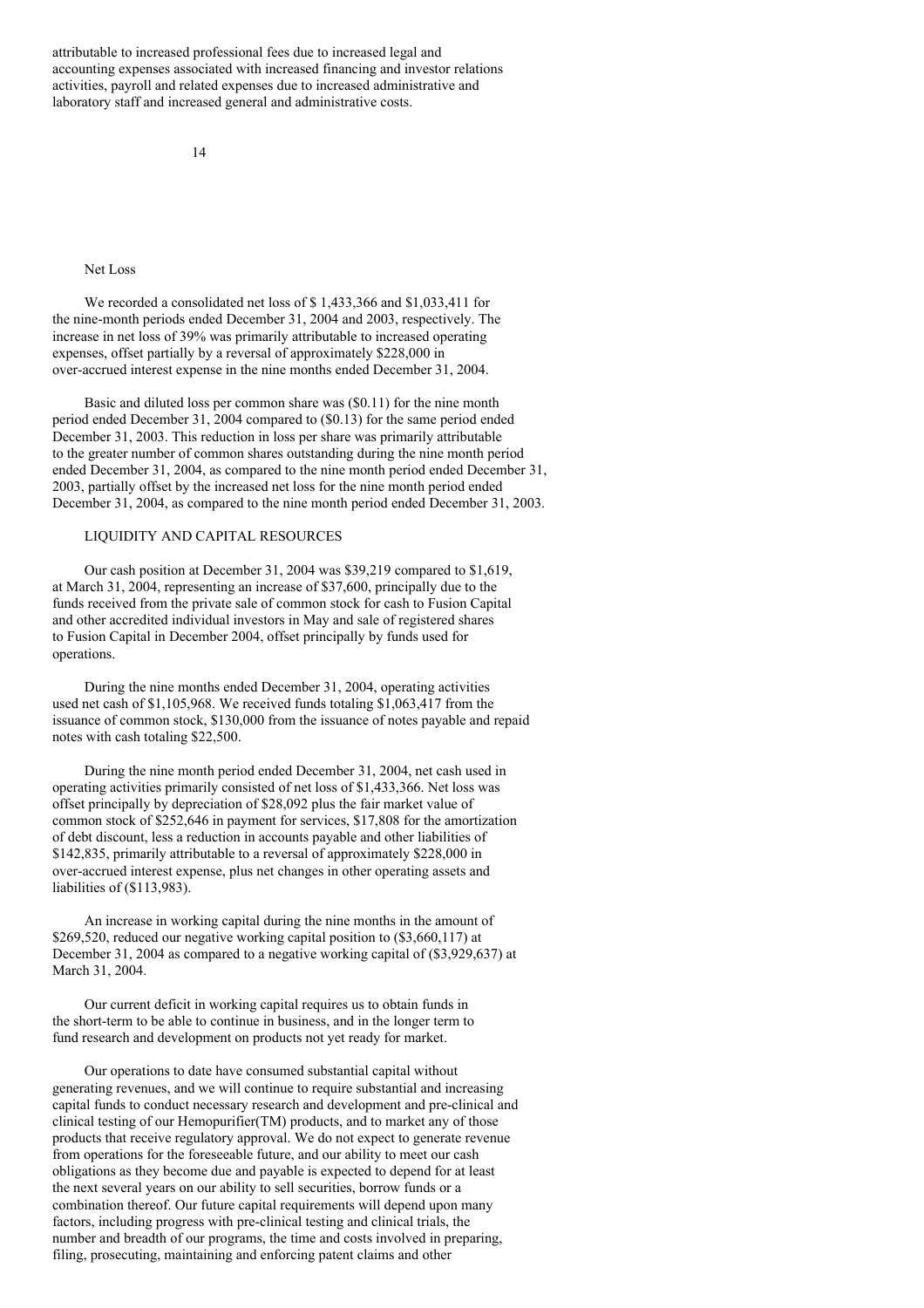attributable to increased professional fees due to increased legal and accounting expenses associated with increased financing and investor relations activities, payroll and related expenses due to increased administrative and laboratory staff and increased general and administrative costs.

### Net Loss

We recorded a consolidated net loss of $ 1,433,366 and $1,033,411 for the nine-month periods ended December 31, 2004 and 2003, respectively. The increase in net loss of 39% was primarily attributable to increased operating expenses, offset partially by a reversal of approximately $228,000 in over-accrued interest expense in the nine months ended December 31, 2004.

Basic and diluted loss per common share was ($0.11) for the nine month period ended December 31, 2004 compared to ($0.13) for the same period ended December 31, 2003. This reduction in loss per share was primarily attributable to the greater number of common shares outstanding during the nine month period ended December 31, 2004, as compared to the nine month period ended December 31, 2003, partially offset by the increased net loss for the nine month period ended December 31, 2004, as compared to the nine month period ended December 31, 2003.

## LIQUIDITY AND CAPITAL RESOURCES

Our cash position at December 31, 2004 was $39,219 compared to $1,619, at March 31, 2004, representing an increase of $37,600, principally due to the funds received from the private sale of common stock for cash to Fusion Capital and other accredited individual investors in May and sale of registered shares to Fusion Capital in December 2004, offset principally by funds used for operations.

During the nine months ended December 31, 2004, operating activities used net cash of $1,105,968. We received funds totaling $1,063,417 from the issuance of common stock, $130,000 from the issuance of notes payable and repaid notes with cash totaling $22,500.

During the nine month period ended December 31, 2004, net cash used in operating activities primarily consisted of net loss of $1,433,366. Net loss was offset principally by depreciation of $28,092 plus the fair market value of common stock of $252,646 in payment for services, $17,808 for the amortization of debt discount, less a reduction in accounts payable and other liabilities of $142,835, primarily attributable to a reversal of approximately $228,000 in over-accrued interest expense, plus net changes in other operating assets and liabilities of ($113,983).

An increase in working capital during the nine months in the amount of $269,520, reduced our negative working capital position to ($3,660,117) at December 31, 2004 as compared to a negative working capital of ($3,929,637) at March 31, 2004.

Our current deficit in working capital requires us to obtain funds in the short-term to be able to continue in business, and in the longer term to fund research and development on products not yet ready for market.

Our operations to date have consumed substantial capital without generating revenues, and we will continue to require substantial and increasing capital funds to conduct necessary research and development and pre-clinical and clinical testing of our Hemopurifier(TM) products, and to market any of those products that receive regulatory approval. We do not expect to generate revenue from operations for the foreseeable future, and our ability to meet our cash obligations as they become due and payable is expected to depend for at least the next several years on our ability to sell securities, borrow funds or a combination thereof. Our future capital requirements will depend upon many factors, including progress with pre-clinical testing and clinical trials, the number and breadth of our programs, the time and costs involved in preparing, filing, prosecuting, maintaining and enforcing patent claims and other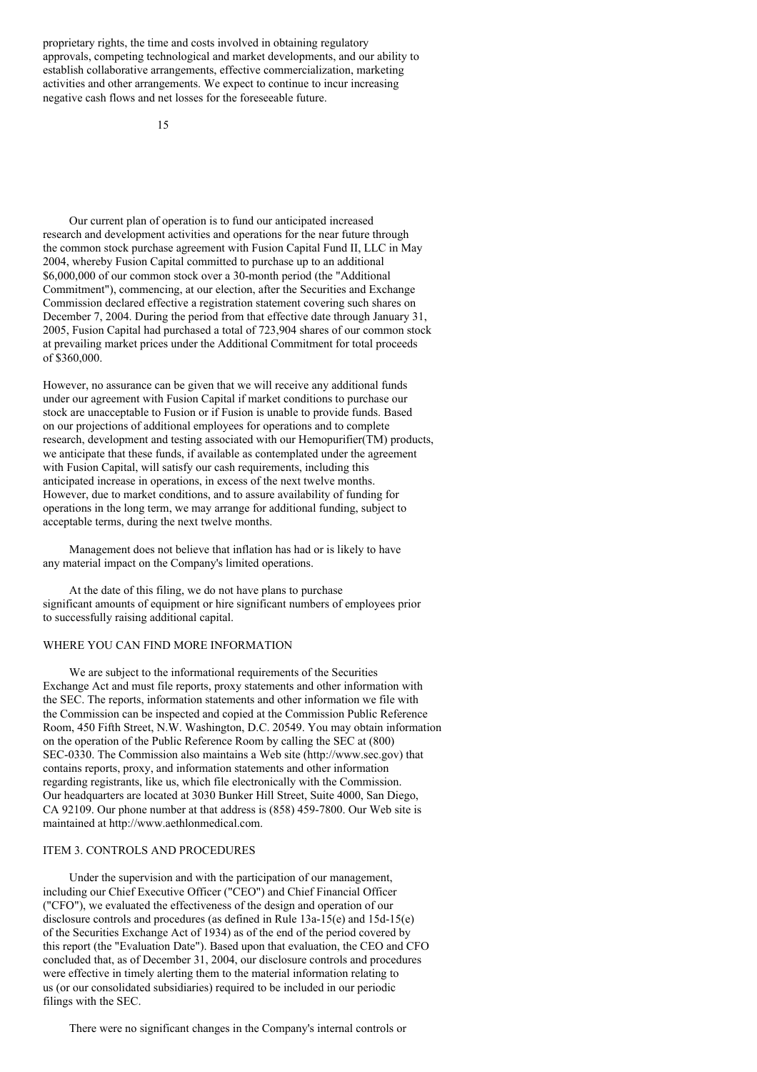proprietary rights, the time and costs involved in obtaining regulatory approvals, competing technological and market developments, and our ability to establish collaborative arrangements, effective commercialization, marketing activities and other arrangements. We expect to continue to incur increasing negative cash flows and net losses for the foreseeable future.

Our current plan of operation is to fund our anticipated increased research and development activities and operations for the near future through the common stock purchase agreement with Fusion Capital Fund II, LLC in May 2004, whereby Fusion Capital committed to purchase up to an additional $6,000,000 of our common stock over a 30-month period (the "Additional Commitment"), commencing, at our election, after the Securities and Exchange Commission declared effective a registration statement covering such shares on December 7, 2004. During the period from that effective date through January 31, 2005, Fusion Capital had purchased a total of 723,904 shares of our common stock at prevailing market prices under the Additional Commitment for total proceeds of $360,000.

However, no assurance can be given that we will receive any additional funds under our agreement with Fusion Capital if market conditions to purchase our stock are unacceptable to Fusion or if Fusion is unable to provide funds. Based on our projections of additional employees for operations and to complete research, development and testing associated with our Hemopurifier(TM) products, we anticipate that these funds, if available as contemplated under the agreement with Fusion Capital, will satisfy our cash requirements, including this anticipated increase in operations, in excess of the next twelve months. However, due to market conditions, and to assure availability of funding for operations in the long term, we may arrange for additional funding, subject to acceptable terms, during the next twelve months.

Management does not believe that inflation has had or is likely to have any material impact on the Company's limited operations.

At the date of this filing, we do not have plans to purchase significant amounts of equipment or hire significant numbers of employees prior to successfully raising additional capital.

## WHERE YOU CAN FIND MORE INFORMATION

We are subject to the informational requirements of the Securities Exchange Act and must file reports, proxy statements and other information with the SEC. The reports, information statements and other information we file with the Commission can be inspected and copied at the Commission Public Reference Room, 450 Fifth Street, N.W. Washington, D.C. 20549. You may obtain information on the operation of the Public Reference Room by calling the SEC at (800) SEC-0330. The Commission also maintains a Web site (http://www.sec.gov) that contains reports, proxy, and information statements and other information regarding registrants, like us, which file electronically with the Commission. Our headquarters are located at 3030 Bunker Hill Street, Suite 4000, San Diego, CA 92109. Our phone number at that address is (858) 459-7800. Our Web site is maintained at http://www.aethlonmedical.com.

## ITEM 3. CONTROLS AND PROCEDURES

Under the supervision and with the participation of our management, including our Chief Executive Officer ("CEO") and Chief Financial Officer ("CFO"), we evaluated the effectiveness of the design and operation of our disclosure controls and procedures (as defined in Rule 13a-15(e) and 15d-15(e) of the Securities Exchange Act of 1934) as of the end of the period covered by this report (the "Evaluation Date"). Based upon that evaluation, the CEO and CFO concluded that, as of December 31, 2004, our disclosure controls and procedures were effective in timely alerting them to the material information relating to us (or our consolidated subsidiaries) required to be included in our periodic filings with the SEC.

There were no significant changes in the Company's internal controls or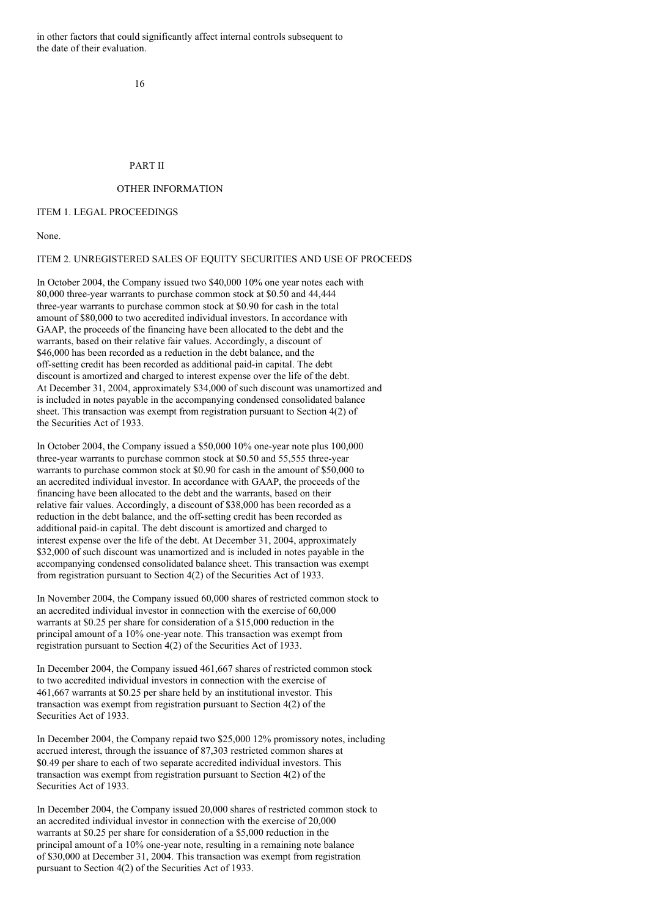in other factors that could significantly affect internal controls subsequent to the date of their evaluation.

# PART II

# OTHER INFORMATION

## ITEM 1. LEGAL PROCEEDINGS

None.

## ITEM 2. UNREGISTERED SALES OF EQUITY SECURITIES AND USE OF PROCEEDS

In October 2004, the Company issued two $40,000 10% one year notes each with 80,000 three-year warrants to purchase common stock at $0.50 and 44,444 three-year warrants to purchase common stock at $0.90 for cash in the total amount of $80,000 to two accredited individual investors. In accordance with GAAP, the proceeds of the financing have been allocated to the debt and the warrants, based on their relative fair values. Accordingly, a discount of $46,000 has been recorded as a reduction in the debt balance, and the off-setting credit has been recorded as additional paid-in capital. The debt discount is amortized and charged to interest expense over the life of the debt. At December 31, 2004, approximately $34,000 of such discount was unamortized and is included in notes payable in the accompanying condensed consolidated balance sheet. This transaction was exempt from registration pursuant to Section 4(2) of the Securities Act of 1933.

In October 2004, the Company issued a $50,000 10% one-year note plus 100,000 three-year warrants to purchase common stock at $0.50 and 55,555 three-year warrants to purchase common stock at $0.90 for cash in the amount of $50,000 to an accredited individual investor. In accordance with GAAP, the proceeds of the financing have been allocated to the debt and the warrants, based on their relative fair values. Accordingly, a discount of $38,000 has been recorded as a reduction in the debt balance, and the off-setting credit has been recorded as additional paid-in capital. The debt discount is amortized and charged to interest expense over the life of the debt. At December 31, 2004, approximately $32,000 of such discount was unamortized and is included in notes payable in the accompanying condensed consolidated balance sheet. This transaction was exempt from registration pursuant to Section 4(2) of the Securities Act of 1933.

In November 2004, the Company issued 60,000 shares of restricted common stock to an accredited individual investor in connection with the exercise of 60,000 warrants at $0.25 per share for consideration of a $15,000 reduction in the principal amount of a 10% one-year note. This transaction was exempt from registration pursuant to Section 4(2) of the Securities Act of 1933.

In December 2004, the Company issued 461,667 shares of restricted common stock to two accredited individual investors in connection with the exercise of 461,667 warrants at $0.25 per share held by an institutional investor. This transaction was exempt from registration pursuant to Section 4(2) of the Securities Act of 1933.

In December 2004, the Company repaid two $25,000 12% promissory notes, including accrued interest, through the issuance of 87,303 restricted common shares at $0.49 per share to each of two separate accredited individual investors. This transaction was exempt from registration pursuant to Section 4(2) of the Securities Act of 1933.

In December 2004, the Company issued 20,000 shares of restricted common stock to an accredited individual investor in connection with the exercise of 20,000 warrants at $0.25 per share for consideration of a $5,000 reduction in the principal amount of a 10% one-year note, resulting in a remaining note balance of $30,000 at December 31, 2004. This transaction was exempt from registration pursuant to Section 4(2) of the Securities Act of 1933.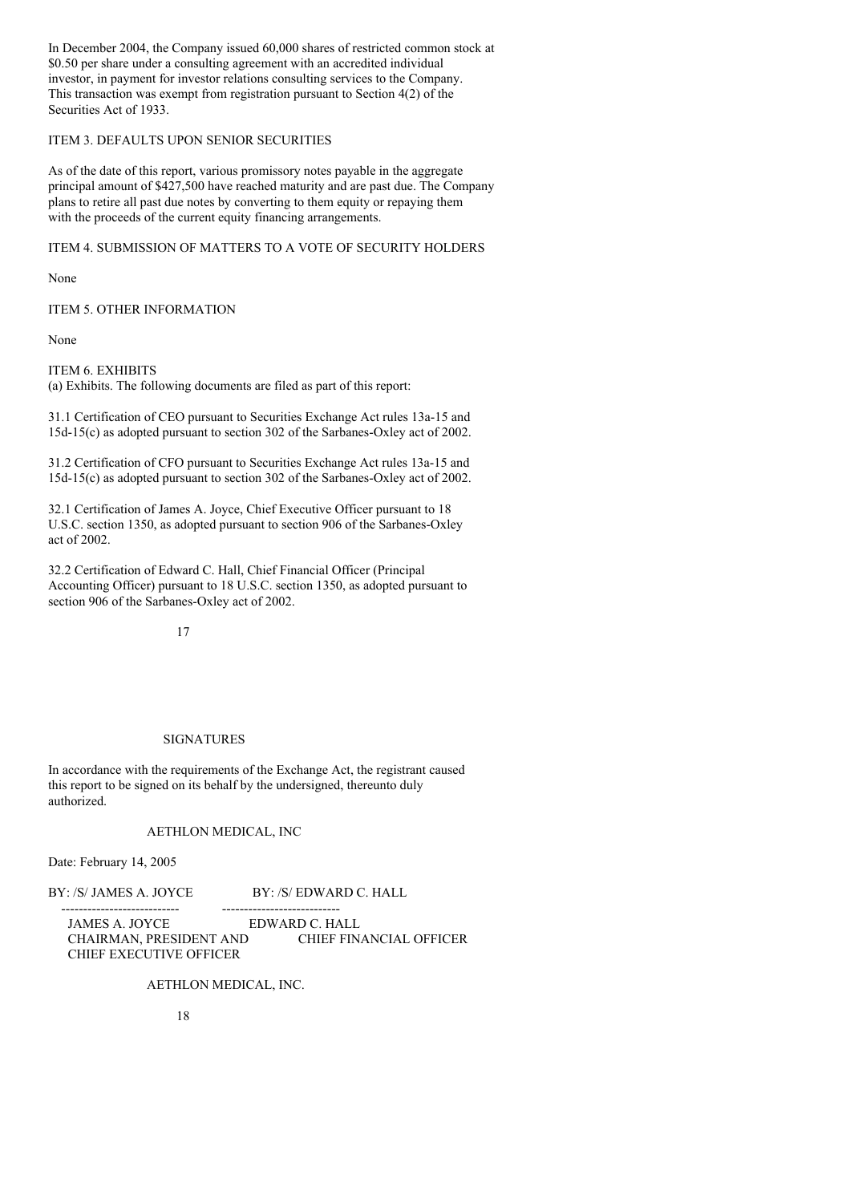In December 2004, the Company issued 60,000 shares of restricted common stock at \$0.50 per share under a consulting agreement with an accredited individual investor, in payment for investor relations consulting services to the Company. This transaction was exempt from registration pursuant to Section 4(2) of the Securities Act of 1933.

ITEM 3. DEFAULTS UPON SENIOR SECURITIES

As of the date of this report, various promissory notes payable in the aggregate principal amount of \$427,500 have reached maturity and are past due. The Company plans to retire all past due notes by converting to them equity or repaying them with the proceeds of the current equity financing arrangements.

ITEM 4. SUBMISSION OF MATTERS TO A VOTE OF SECURITY HOLDERS

None

ITEM 5. OTHER INFORMATION

None

ITEM 6. EXHIBITS

(a) Exhibits. The following documents are filed as part of this report:

31.1 Certification of CEO pursuant to Securities Exchange Act rules 13a-15 and 15d-15(c) as adopted pursuant to section 302 of the Sarbanes-Oxley act of 2002.

31.2 Certification of CFO pursuant to Securities Exchange Act rules 13a-15 and 15d-15(c) as adopted pursuant to section 302 of the Sarbanes-Oxley act of 2002.

32.1 Certification of James A. Joyce, Chief Executive Officer pursuant to 18 U.S.C. section 1350, as adopted pursuant to section 906 of the Sarbanes-Oxley act of 2002.

32.2 Certification of Edward C. Hall, Chief Financial Officer (Principal Accounting Officer) pursuant to 18 U.S.C. section 1350, as adopted pursuant to section 906 of the Sarbanes-Oxley act of 2002.

SIGNATURES

In accordance with the requirements of the Exchange Act, the registrant caused this report to be signed on its behalf by the undersigned, thereunto duly authorized.

AETHLON MEDICAL, INC

Date: February 14, 2005

| BY: /S/ JAMES A. JOYCE | BY: /S/ EDWARD C. HALL |
|---|---|
| JAMES A. JOYCE | EDWARD C. HALL |
| CHAIRMAN, PRESIDENT AND CHIEF EXECUTIVE OFFICER | CHIEF FINANCIAL OFFICER |

AETHLON MEDICAL, INC.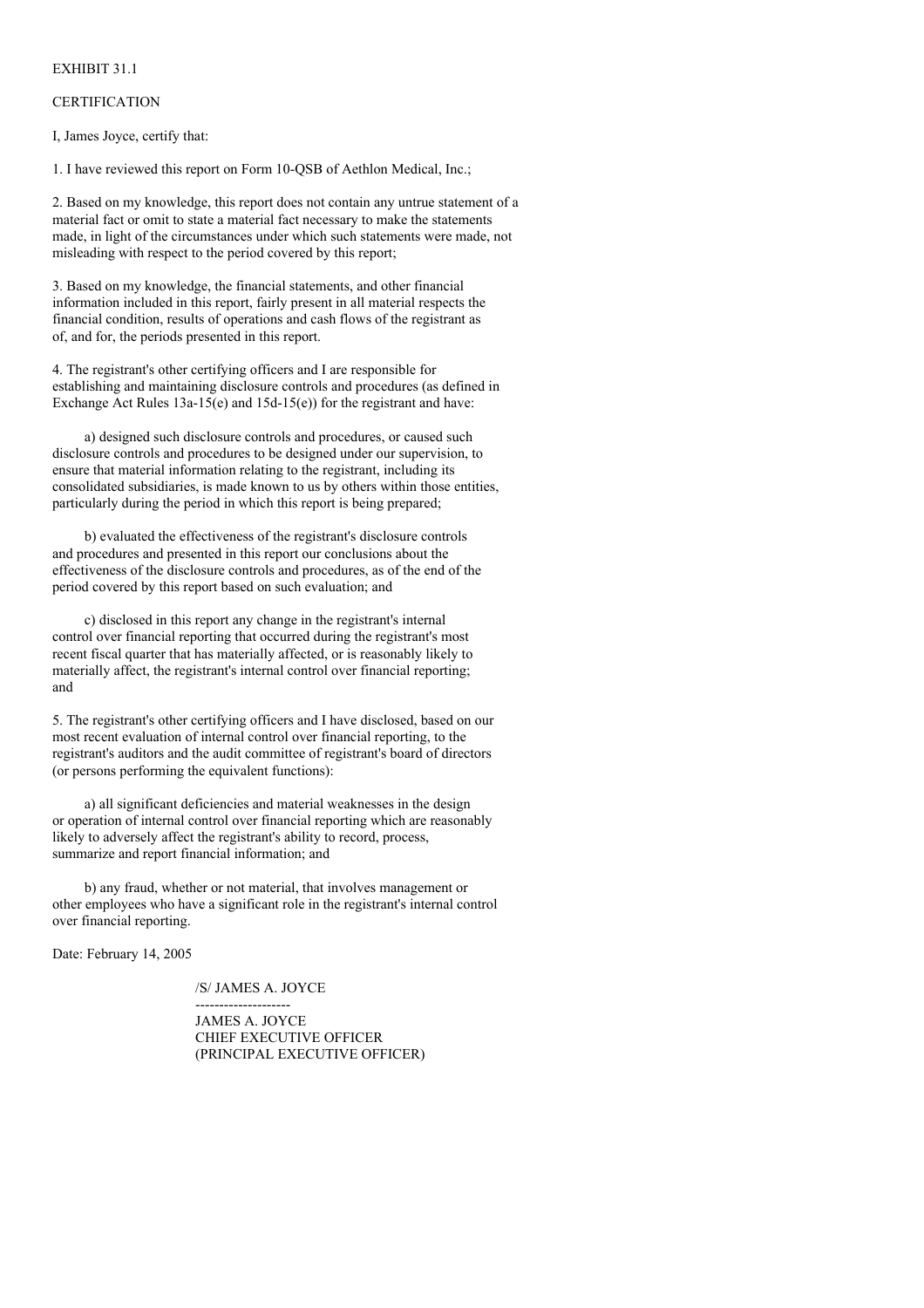EXHIBIT 31.1

CERTIFICATION

I, James Joyce, certify that:

1. I have reviewed this report on Form 10-QSB of Aethlon Medical, Inc.;

2. Based on my knowledge, this report does not contain any untrue statement of a material fact or omit to state a material fact necessary to make the statements made, in light of the circumstances under which such statements were made, not misleading with respect to the period covered by this report;

3. Based on my knowledge, the financial statements, and other financial information included in this report, fairly present in all material respects the financial condition, results of operations and cash flows of the registrant as of, and for, the periods presented in this report.

4. The registrant's other certifying officers and I are responsible for establishing and maintaining disclosure controls and procedures (as defined in Exchange Act Rules 13a-15(e) and 15d-15(e)) for the registrant and have:

a) designed such disclosure controls and procedures, or caused such disclosure controls and procedures to be designed under our supervision, to ensure that material information relating to the registrant, including its consolidated subsidiaries, is made known to us by others within those entities, particularly during the period in which this report is being prepared;

b) evaluated the effectiveness of the registrant's disclosure controls and procedures and presented in this report our conclusions about the effectiveness of the disclosure controls and procedures, as of the end of the period covered by this report based on such evaluation; and

c) disclosed in this report any change in the registrant's internal control over financial reporting that occurred during the registrant's most recent fiscal quarter that has materially affected, or is reasonably likely to materially affect, the registrant's internal control over financial reporting; and

5. The registrant's other certifying officers and I have disclosed, based on our most recent evaluation of internal control over financial reporting, to the registrant's auditors and the audit committee of registrant's board of directors (or persons performing the equivalent functions):

a) all significant deficiencies and material weaknesses in the design or operation of internal control over financial reporting which are reasonably likely to adversely affect the registrant's ability to record, process, summarize and report financial information; and

b) any fraud, whether or not material, that involves management or other employees who have a significant role in the registrant's internal control over financial reporting.

Date: February 14, 2005

/S/ JAMES A. JOYCE

--------------------

JAMES A. JOYCE
CHIEF EXECUTIVE OFFICER
(PRINCIPAL EXECUTIVE OFFICER)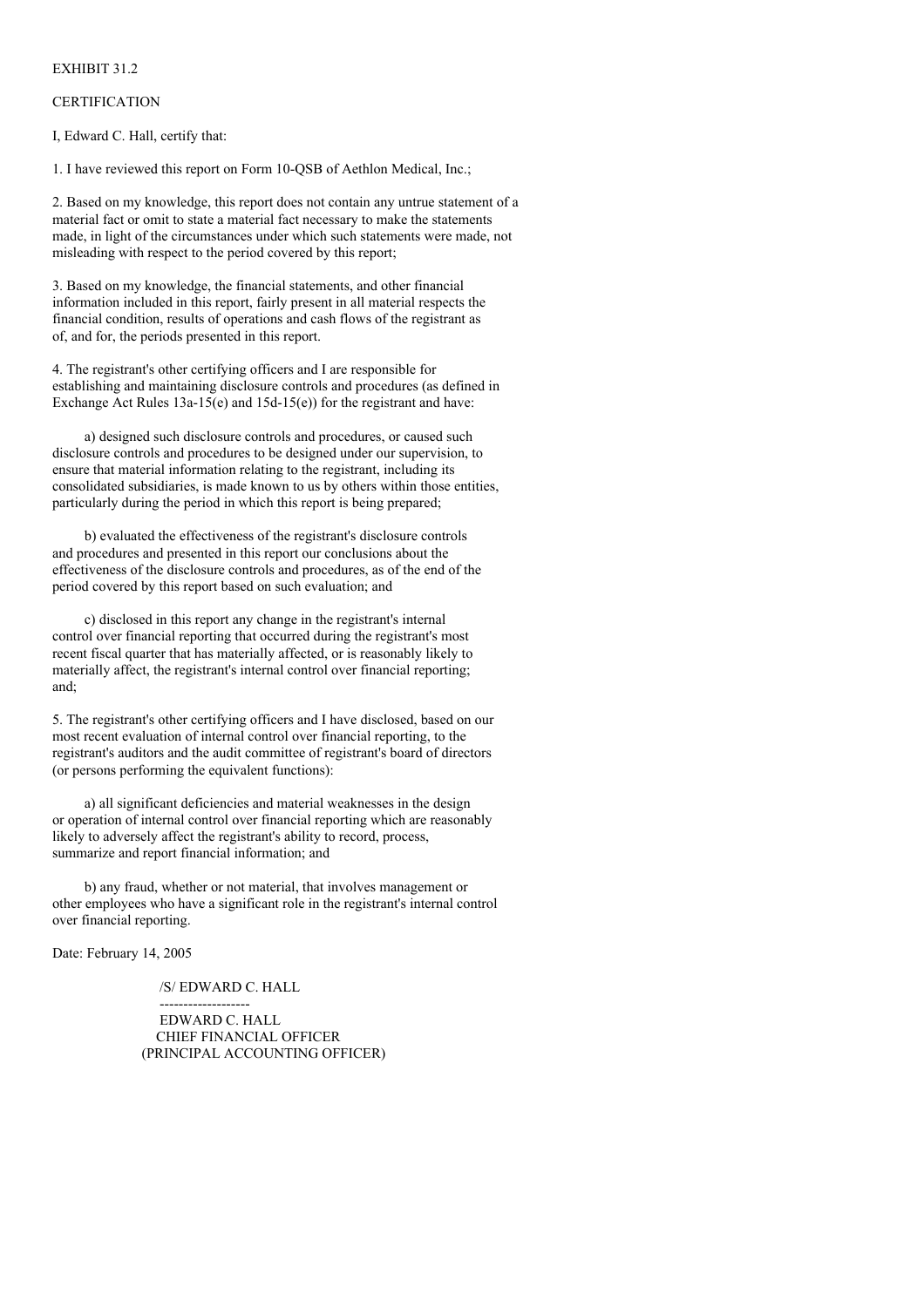EXHIBIT 31.2

CERTIFICATION

I, Edward C. Hall, certify that:

1. I have reviewed this report on Form 10-QSB of Aethlon Medical, Inc.;

2. Based on my knowledge, this report does not contain any untrue statement of a material fact or omit to state a material fact necessary to make the statements made, in light of the circumstances under which such statements were made, not misleading with respect to the period covered by this report;

3. Based on my knowledge, the financial statements, and other financial information included in this report, fairly present in all material respects the financial condition, results of operations and cash flows of the registrant as of, and for, the periods presented in this report.

4. The registrant's other certifying officers and I are responsible for establishing and maintaining disclosure controls and procedures (as defined in Exchange Act Rules 13a-15(e) and 15d-15(e)) for the registrant and have:

a) designed such disclosure controls and procedures, or caused such disclosure controls and procedures to be designed under our supervision, to ensure that material information relating to the registrant, including its consolidated subsidiaries, is made known to us by others within those entities, particularly during the period in which this report is being prepared;

b) evaluated the effectiveness of the registrant's disclosure controls and procedures and presented in this report our conclusions about the effectiveness of the disclosure controls and procedures, as of the end of the period covered by this report based on such evaluation; and

c) disclosed in this report any change in the registrant's internal control over financial reporting that occurred during the registrant's most recent fiscal quarter that has materially affected, or is reasonably likely to materially affect, the registrant's internal control over financial reporting; and;

5. The registrant's other certifying officers and I have disclosed, based on our most recent evaluation of internal control over financial reporting, to the registrant's auditors and the audit committee of registrant's board of directors (or persons performing the equivalent functions):

a) all significant deficiencies and material weaknesses in the design or operation of internal control over financial reporting which are reasonably likely to adversely affect the registrant's ability to record, process, summarize and report financial information; and

b) any fraud, whether or not material, that involves management or other employees who have a significant role in the registrant's internal control over financial reporting.

Date: February 14, 2005

/S/ EDWARD C. HALL

-------------------

EDWARD C. HALL
CHIEF FINANCIAL OFFICER
(PRINCIPAL ACCOUNTING OFFICER)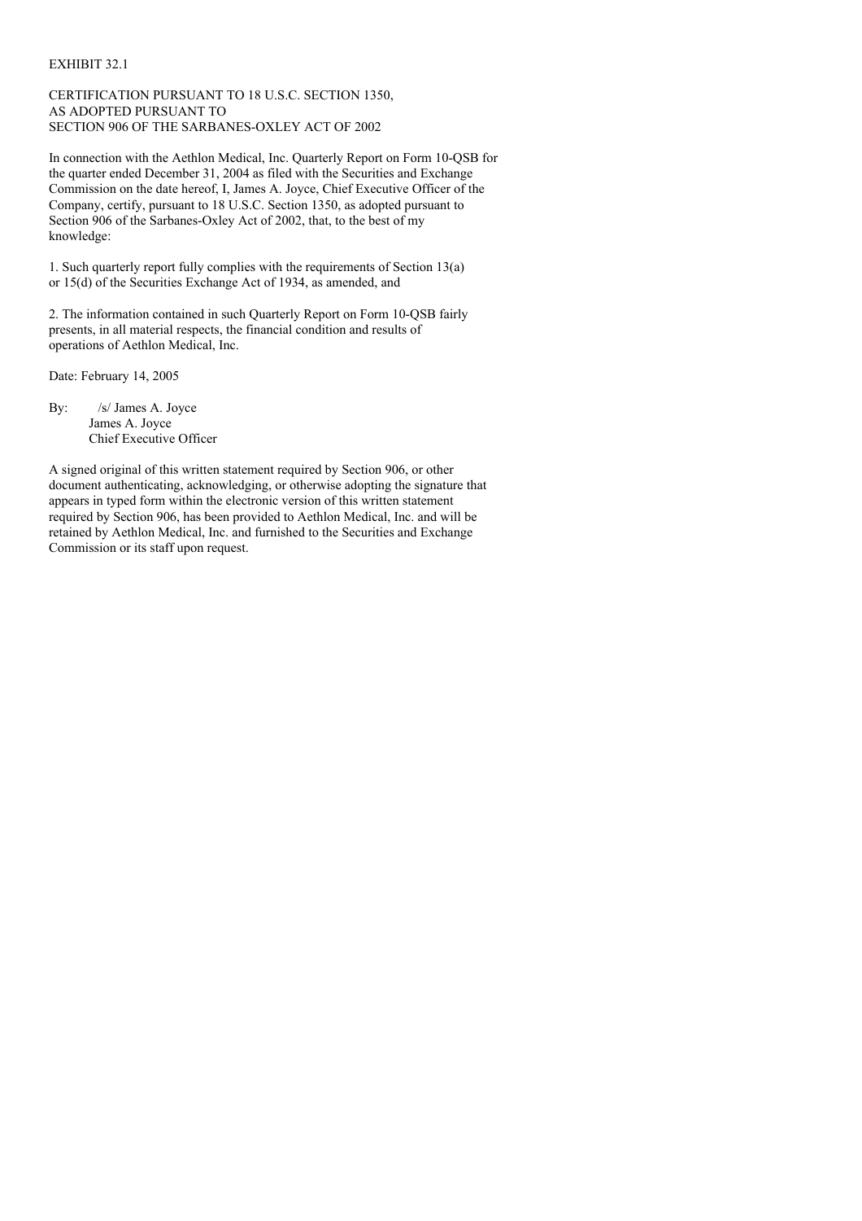EXHIBIT 32.1

CERTIFICATION PURSUANT TO 18 U.S.C. SECTION 1350,
AS ADOPTED PURSUANT TO
SECTION 906 OF THE SARBANES-OXLEY ACT OF 2002

In connection with the Aethlon Medical, Inc. Quarterly Report on Form 10-QSB for the quarter ended December 31, 2004 as filed with the Securities and Exchange Commission on the date hereof, I, James A. Joyce, Chief Executive Officer of the Company, certify, pursuant to 18 U.S.C. Section 1350, as adopted pursuant to Section 906 of the Sarbanes-Oxley Act of 2002, that, to the best of my knowledge:

1. Such quarterly report fully complies with the requirements of Section 13(a) or 15(d) of the Securities Exchange Act of 1934, as amended, and

2. The information contained in such Quarterly Report on Form 10-QSB fairly presents, in all material respects, the financial condition and results of operations of Aethlon Medical, Inc.

Date: February 14, 2005

By: /s/ James A. Joyce
James A. Joyce
Chief Executive Officer

A signed original of this written statement required by Section 906, or other document authenticating, acknowledging, or otherwise adopting the signature that appears in typed form within the electronic version of this written statement required by Section 906, has been provided to Aethlon Medical, Inc. and will be retained by Aethlon Medical, Inc. and furnished to the Securities and Exchange Commission or its staff upon request.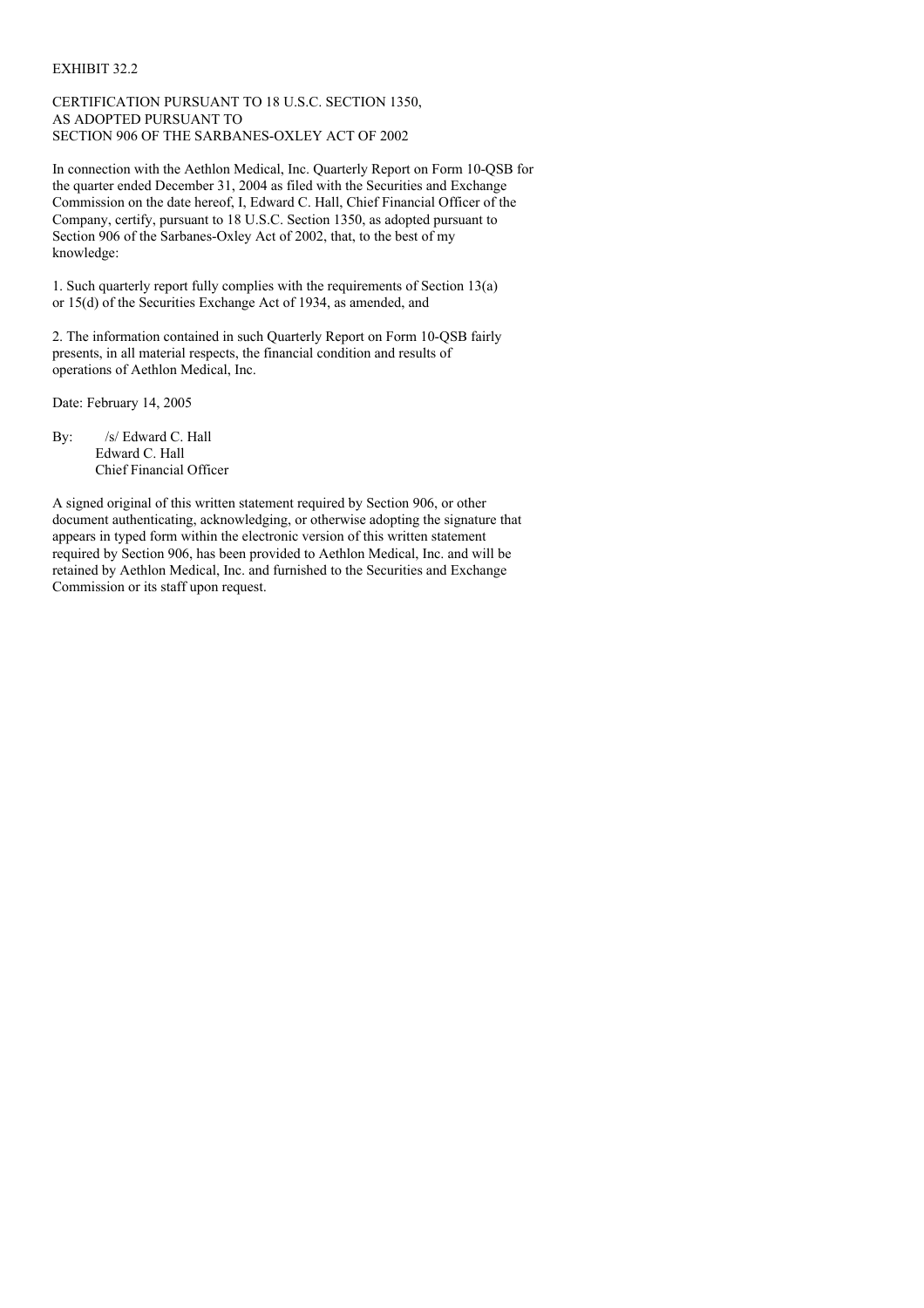EXHIBIT 32.2

CERTIFICATION PURSUANT TO 18 U.S.C. SECTION 1350,
AS ADOPTED PURSUANT TO
SECTION 906 OF THE SARBANES-OXLEY ACT OF 2002

In connection with the Aethlon Medical, Inc. Quarterly Report on Form 10-QSB for the quarter ended December 31, 2004 as filed with the Securities and Exchange Commission on the date hereof, I, Edward C. Hall, Chief Financial Officer of the Company, certify, pursuant to 18 U.S.C. Section 1350, as adopted pursuant to Section 906 of the Sarbanes-Oxley Act of 2002, that, to the best of my knowledge:

1. Such quarterly report fully complies with the requirements of Section 13(a) or 15(d) of the Securities Exchange Act of 1934, as amended, and

2. The information contained in such Quarterly Report on Form 10-QSB fairly presents, in all material respects, the financial condition and results of operations of Aethlon Medical, Inc.

Date: February 14, 2005

By: /s/ Edward C. Hall
Edward C. Hall
Chief Financial Officer

A signed original of this written statement required by Section 906, or other document authenticating, acknowledging, or otherwise adopting the signature that appears in typed form within the electronic version of this written statement required by Section 906, has been provided to Aethlon Medical, Inc. and will be retained by Aethlon Medical, Inc. and furnished to the Securities and Exchange Commission or its staff upon request.